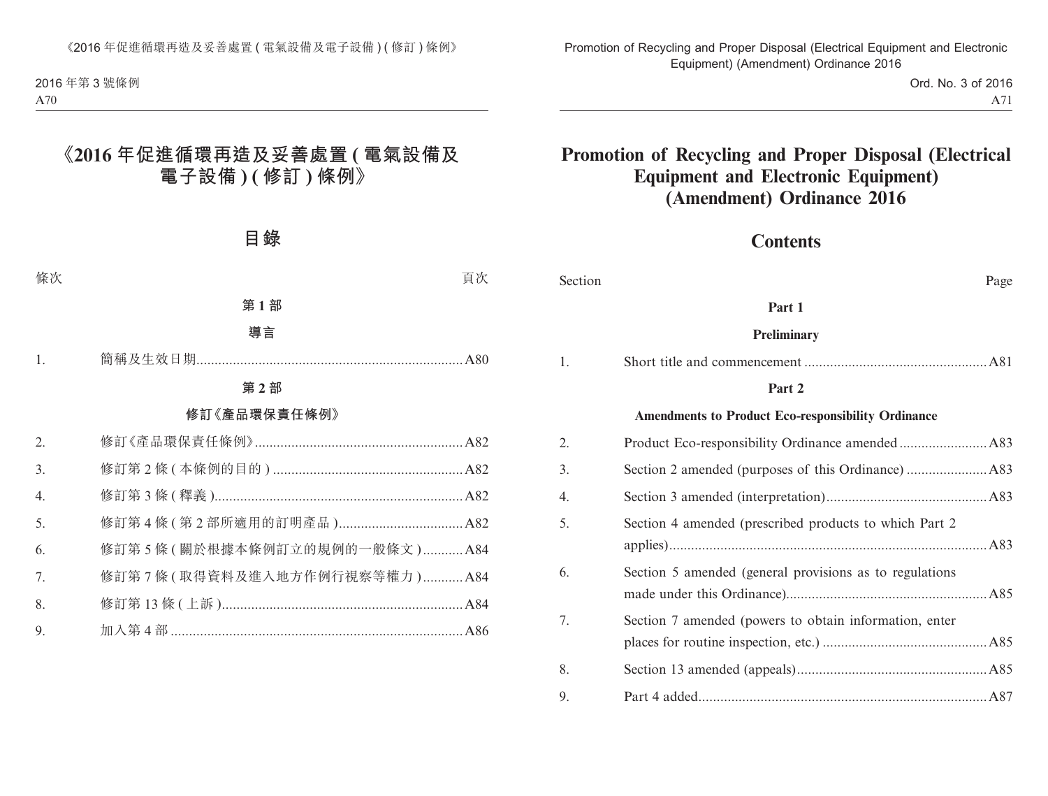# 《2016 年促進循環再造及妥善處置 ( 電氣設備及電子設備 ) ( 修訂 ) 條例》

## 目錄

| 條次 | | 頁次 |
|---|---|---|
| | **第 1 部** | |
| | **導言** | |
| 1. | 簡稱及生效日期 | A80 |
| | **第 2 部** | |
| | **修訂《產品環保責任條例》** | |
| 2. | 修訂《產品環保責任條例》 | A82 |
| 3. | 修訂第 2 條 ( 本條例的目的 ) | A82 |
| 4. | 修訂第 3 條 ( 釋義 ) | A82 |
| 5. | 修訂第 4 條 ( 第 2 部所適用的訂明產品 ) | A82 |
| 6. | 修訂第 5 條 ( 關於根據本條例訂立的規例的一般條文 ) | A84 |
| 7. | 修訂第 7 條 ( 取得資料及進入地方作例行視察等權力 ) | A84 |
| 8. | 修訂第 13 條 ( 上訴 ) | A84 |
| 9. | 加入第 4 部 | A86 |

# Promotion of Recycling and Proper Disposal (Electrical Equipment and Electronic Equipment) (Amendment) Ordinance 2016

## Contents

| Section | | Page |
|---|---|---|
| | **Part 1** | |
| | **Preliminary** | |
| 1. | Short title and commencement | A81 |
| | **Part 2** | |
| | **Amendments to Product Eco-responsibility Ordinance** | |
| 2. | Product Eco-responsibility Ordinance amended | A83 |
| 3. | Section 2 amended (purposes of this Ordinance) | A83 |
| 4. | Section 3 amended (interpretation) | A83 |
| 5. | Section 4 amended (prescribed products to which Part 2 applies) | A83 |
| 6. | Section 5 amended (general provisions as to regulations made under this Ordinance) | A85 |
| 7. | Section 7 amended (powers to obtain information, enter places for routine inspection, etc.) | A85 |
| 8. | Section 13 amended (appeals) | A85 |
| 9. | Part 4 added | A87 |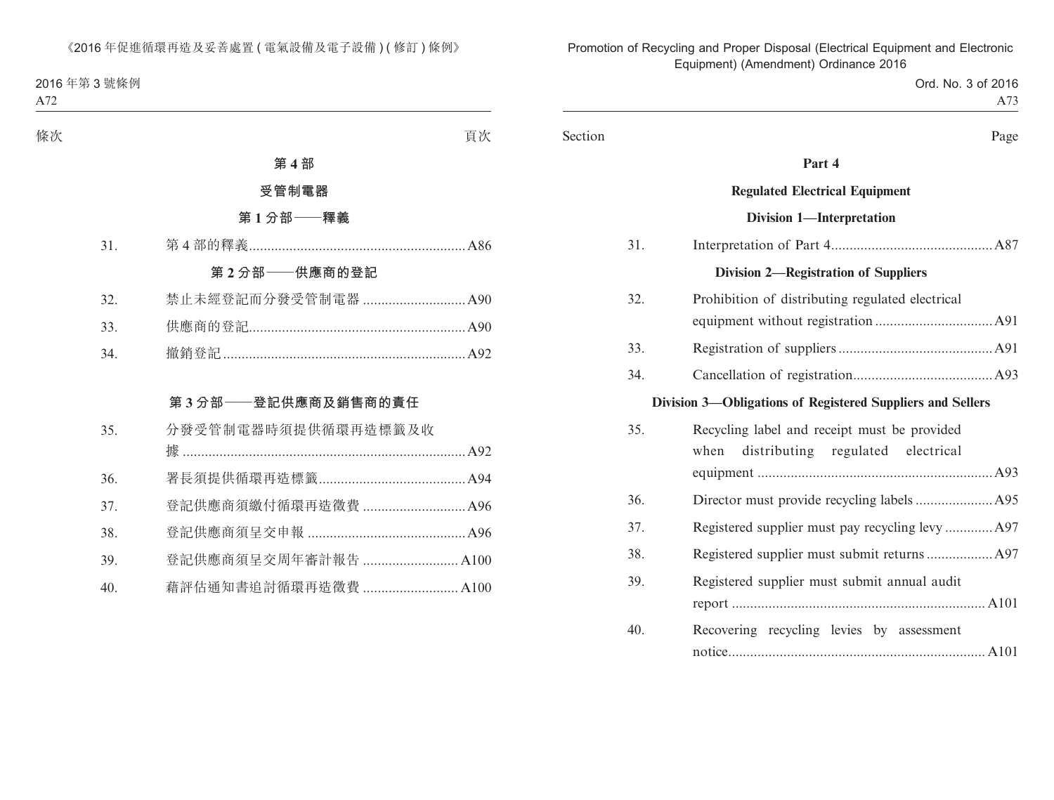條次 頁次

**第 4 部**

**受管制電器**

**第 1 分部——釋義**

31. 第 4 部的釋義 A86

**第 2 分部——供應商的登記**

32. 禁止未經登記而分發受管制電器 A90

33. 供應商的登記 A90

34. 撤銷登記 A92

**第 3 分部——登記供應商及銷售商的責任**

35. 分發受管制電器時須提供循環再造標籤及收據 A92

36. 署長須提供循環再造標籤 A94

37. 登記供應商須繳付循環再造徵費 A96

38. 登記供應商須呈交申報 A96

39. 登記供應商須呈交周年審計報告 A100

40. 藉評估通知書追討循環再造徵費 A100

Section Page

**Part 4**

**Regulated Electrical Equipment**

**Division 1—Interpretation**

31. Interpretation of Part 4 A87

**Division 2—Registration of Suppliers**

32. Prohibition of distributing regulated electrical equipment without registration A91

33. Registration of suppliers A91

34. Cancellation of registration A93

**Division 3—Obligations of Registered Suppliers and Sellers**

35. Recycling label and receipt must be provided when distributing regulated electrical equipment A93

36. Director must provide recycling labels A95

37. Registered supplier must pay recycling levy A97

38. Registered supplier must submit returns A97

39. Registered supplier must submit annual audit report A101

40. Recovering recycling levies by assessment notice A101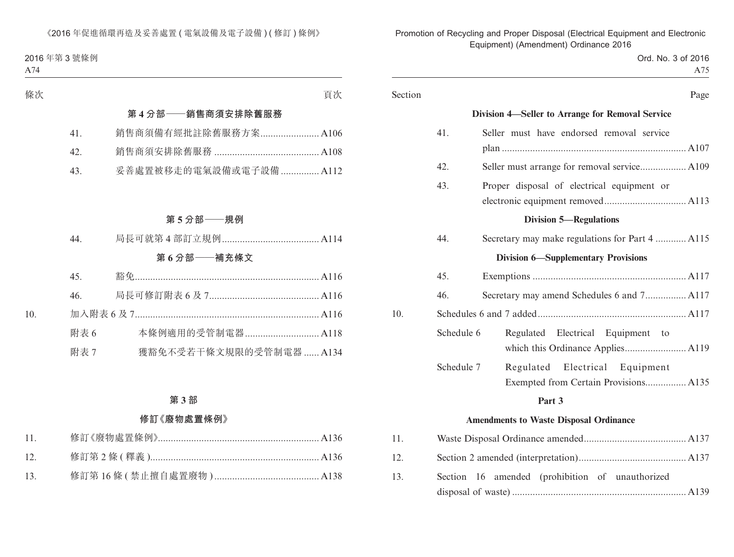| 條次 | | 頁次 |
|---|---|---|
| | **第 4 分部——銷售商須安排除舊服務** | |
| 41. | 銷售商須備有經批註除舊服務方案 | A106 |
| 42. | 銷售商須安排除舊服務 | A108 |
| 43. | 妥善處置被移走的電氣設備或電子設備 | A112 |
| | **第 5 分部——規例** | |
| 44. | 局長可就第 4 部訂立規例 | A114 |
| | **第 6 分部——補充條文** | |
| 45. | 豁免 | A116 |
| 46. | 局長可修訂附表 6 及 7 | A116 |
| 10. | 加入附表 6 及 7 | A116 |
| | 附表 6　本條例適用的受管制電器 | A118 |
| | 附表 7　獲豁免不受若干條文規限的受管制電器 | A134 |

**第 3 部**

**修訂《廢物處置條例》**

| | | |
|---|---|---|
| 11. | 修訂《廢物處置條例》 | A136 |
| 12. | 修訂第 2 條 ( 釋義 ) | A136 |
| 13. | 修訂第 16 條 ( 禁止擅自處置廢物 ) | A138 |

| Section | | Page |
|---|---|---|
| | **Division 4—Seller to Arrange for Removal Service** | |
| 41. | Seller must have endorsed removal service plan | A107 |
| 42. | Seller must arrange for removal service | A109 |
| 43. | Proper disposal of electrical equipment or electronic equipment removed | A113 |
| | **Division 5—Regulations** | |
| 44. | Secretary may make regulations for Part 4 | A115 |
| | **Division 6—Supplementary Provisions** | |
| 45. | Exemptions | A117 |
| 46. | Secretary may amend Schedules 6 and 7 | A117 |
| 10. | Schedules 6 and 7 added | A117 |
| | Schedule 6　Regulated Electrical Equipment to which this Ordinance Applies | A119 |
| | Schedule 7　Regulated Electrical Equipment Exempted from Certain Provisions | A135 |

**Part 3**

**Amendments to Waste Disposal Ordinance**

| | | |
|---|---|---|
| 11. | Waste Disposal Ordinance amended | A137 |
| 12. | Section 2 amended (interpretation) | A137 |
| 13. | Section 16 amended (prohibition of unauthorized disposal of waste) | A139 |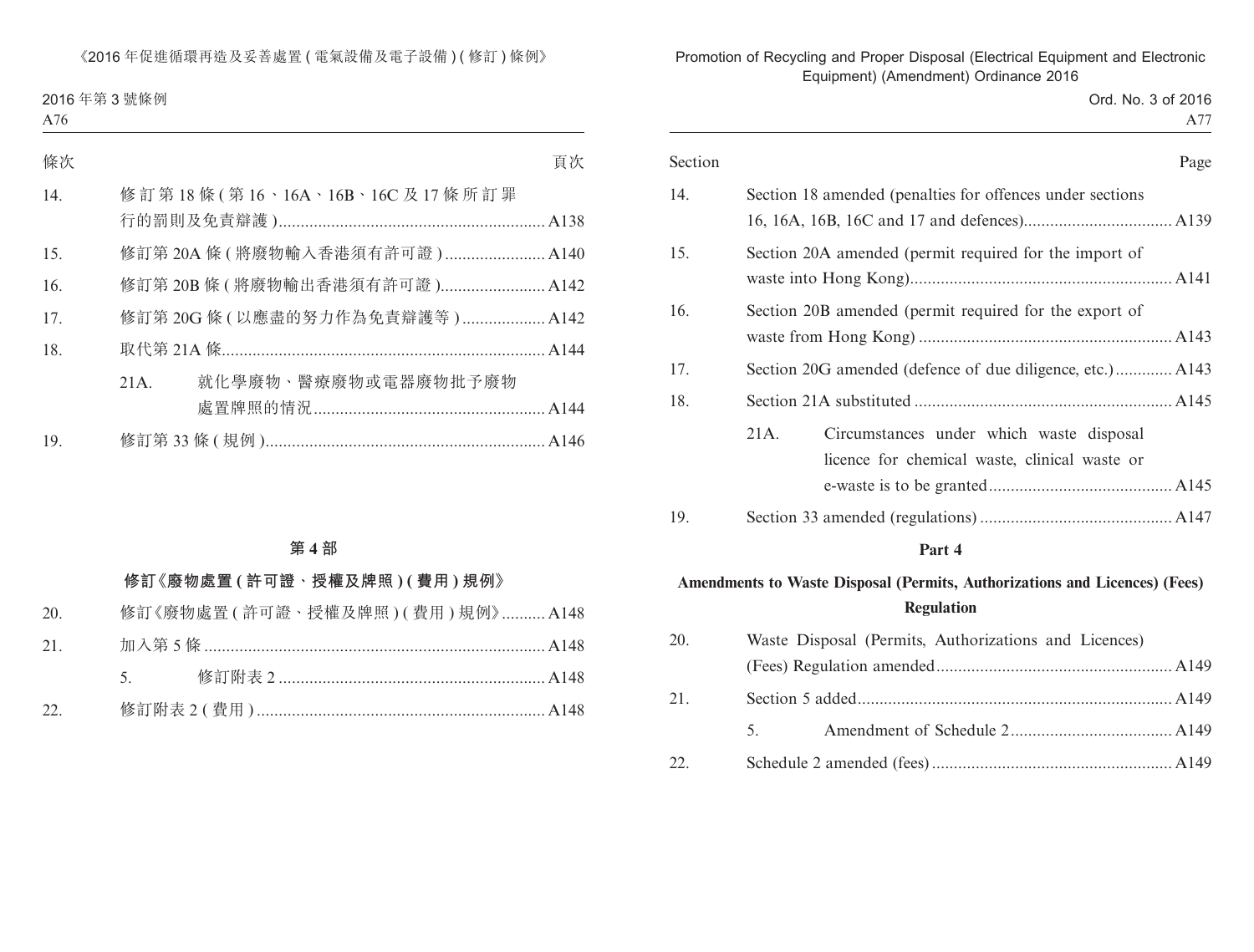| 條次 | | 頁次 |
|---|---|---|
| 14. | 修訂第 18 條 (第 16、16A、16B、16C 及 17 條所訂罪行的罰則及免責辯護) | A138 |
| 15. | 修訂第 20A 條 (將廢物輸入香港須有許可證) | A140 |
| 16. | 修訂第 20B 條 (將廢物輸出香港須有許可證) | A142 |
| 17. | 修訂第 20G 條 (以應盡的努力作為免責辯護等) | A142 |
| 18. | 取代第 21A 條 | A144 |
| | 21A. 就化學廢物、醫療廢物或電器廢物批予廢物處置牌照的情況 | A144 |
| 19. | 修訂第 33 條 (規例) | A146 |

## 第 4 部

### 修訂《廢物處置 (許可證、授權及牌照) (費用) 規例》

| | | |
|---|---|---|
| 20. | 修訂《廢物處置 (許可證、授權及牌照) (費用) 規例》 | A148 |
| 21. | 加入第 5 條 | A148 |
| | 5. 修訂附表 2 | A148 |
| 22. | 修訂附表 2 (費用) | A148 |

| Section | | Page |
|---|---|---|
| 14. | Section 18 amended (penalties for offences under sections 16, 16A, 16B, 16C and 17 and defences) | A139 |
| 15. | Section 20A amended (permit required for the import of waste into Hong Kong) | A141 |
| 16. | Section 20B amended (permit required for the export of waste from Hong Kong) | A143 |
| 17. | Section 20G amended (defence of due diligence, etc.) | A143 |
| 18. | Section 21A substituted | A145 |
| | 21A. Circumstances under which waste disposal licence for chemical waste, clinical waste or e-waste is to be granted | A145 |
| 19. | Section 33 amended (regulations) | A147 |

## Part 4

### Amendments to Waste Disposal (Permits, Authorizations and Licences) (Fees) Regulation

| | | |
|---|---|---|
| 20. | Waste Disposal (Permits, Authorizations and Licences) (Fees) Regulation amended | A149 |
| 21. | Section 5 added | A149 |
| | 5. Amendment of Schedule 2 | A149 |
| 22. | Schedule 2 amended (fees) | A149 |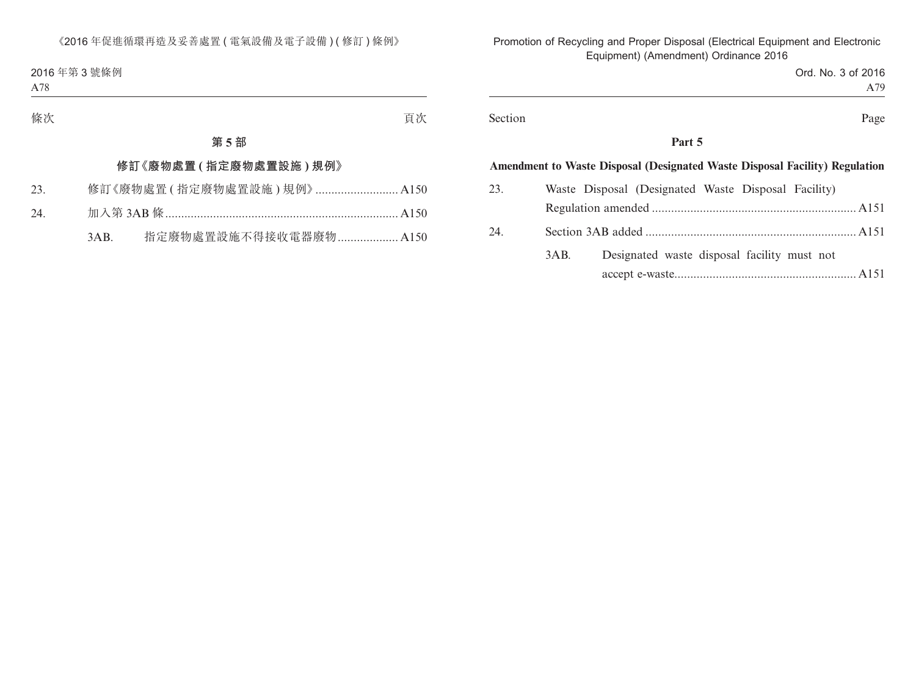條次 頁次

## 第 5 部

## 修訂《廢物處置 ( 指定廢物處置設施 ) 規例》

23. 修訂《廢物處置 ( 指定廢物處置設施 ) 規例》.......................... A150

24. 加入第 3AB 條......................................................................... A150

3AB. 指定廢物處置設施不得接收電器廢物................... A150

Section Page

## Part 5

## Amendment to Waste Disposal (Designated Waste Disposal Facility) Regulation

23. Waste Disposal (Designated Waste Disposal Facility) Regulation amended ............................................................... A151

24. Section 3AB added ................................................................. A151

3AB. Designated waste disposal facility must not accept e-waste......................................................... A151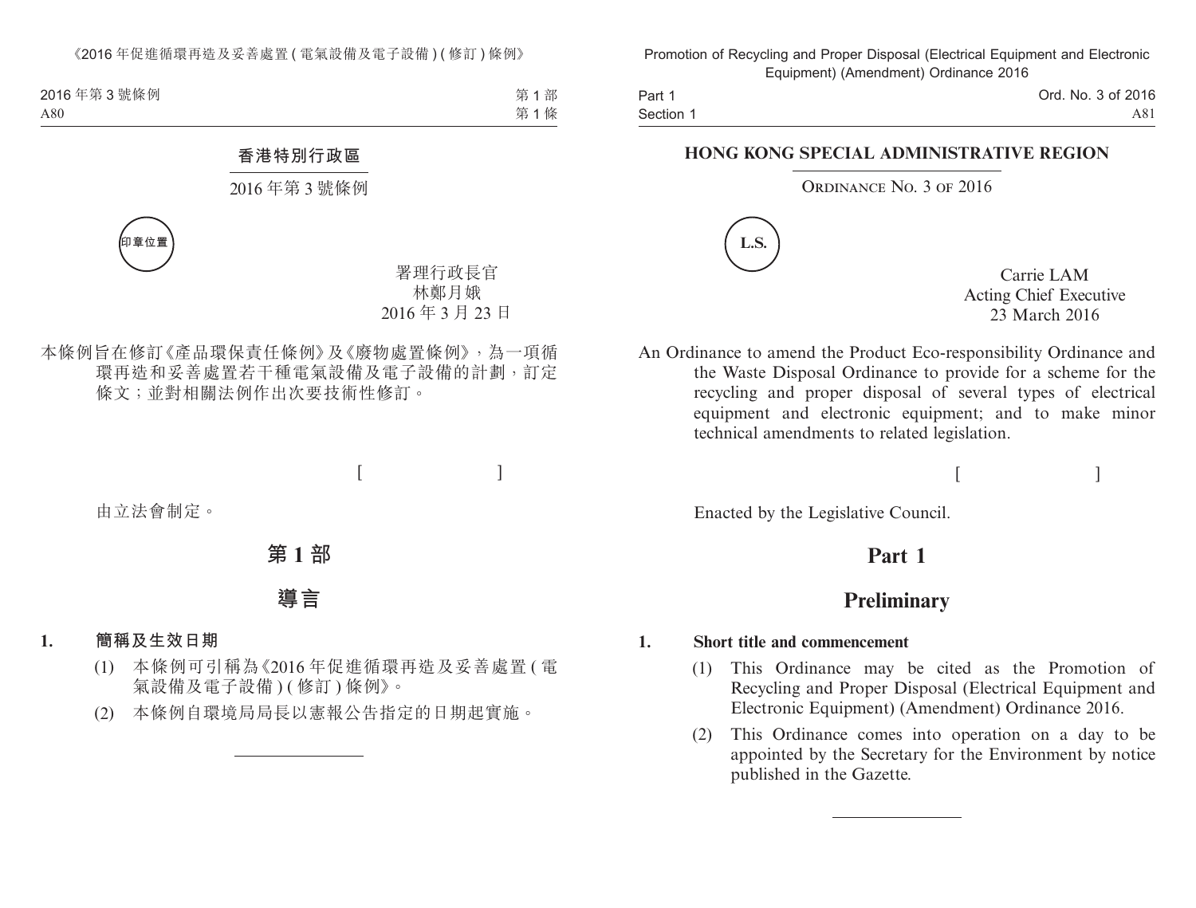# 香港特別行政區

2016 年第 3 號條例

印章位置

署理行政長官
林鄭月娥
2016 年 3 月 23 日

本條例旨在修訂《產品環保責任條例》及《廢物處置條例》，為一項循環再造和妥善處置若干種電氣設備及電子設備的計劃，訂定條文；並對相關法例作出次要技術性修訂。

[ ]

由立法會制定。

## 第 1 部

## 導言

### 1. 簡稱及生效日期

(1) 本條例可引稱為《2016 年促進循環再造及妥善處置 (電氣設備及電子設備) (修訂) 條例》。

(2) 本條例自環境局局長以憲報公告指定的日期起實施。

---

# HONG KONG SPECIAL ADMINISTRATIVE REGION

ORDINANCE NO. 3 OF 2016

L.S.

Carrie LAM
Acting Chief Executive
23 March 2016

An Ordinance to amend the Product Eco-responsibility Ordinance and the Waste Disposal Ordinance to provide for a scheme for the recycling and proper disposal of several types of electrical equipment and electronic equipment; and to make minor technical amendments to related legislation.

[ ]

Enacted by the Legislative Council.

## Part 1

## Preliminary

### 1. Short title and commencement

(1) This Ordinance may be cited as the Promotion of Recycling and Proper Disposal (Electrical Equipment and Electronic Equipment) (Amendment) Ordinance 2016.

(2) This Ordinance comes into operation on a day to be appointed by the Secretary for the Environment by notice published in the Gazette.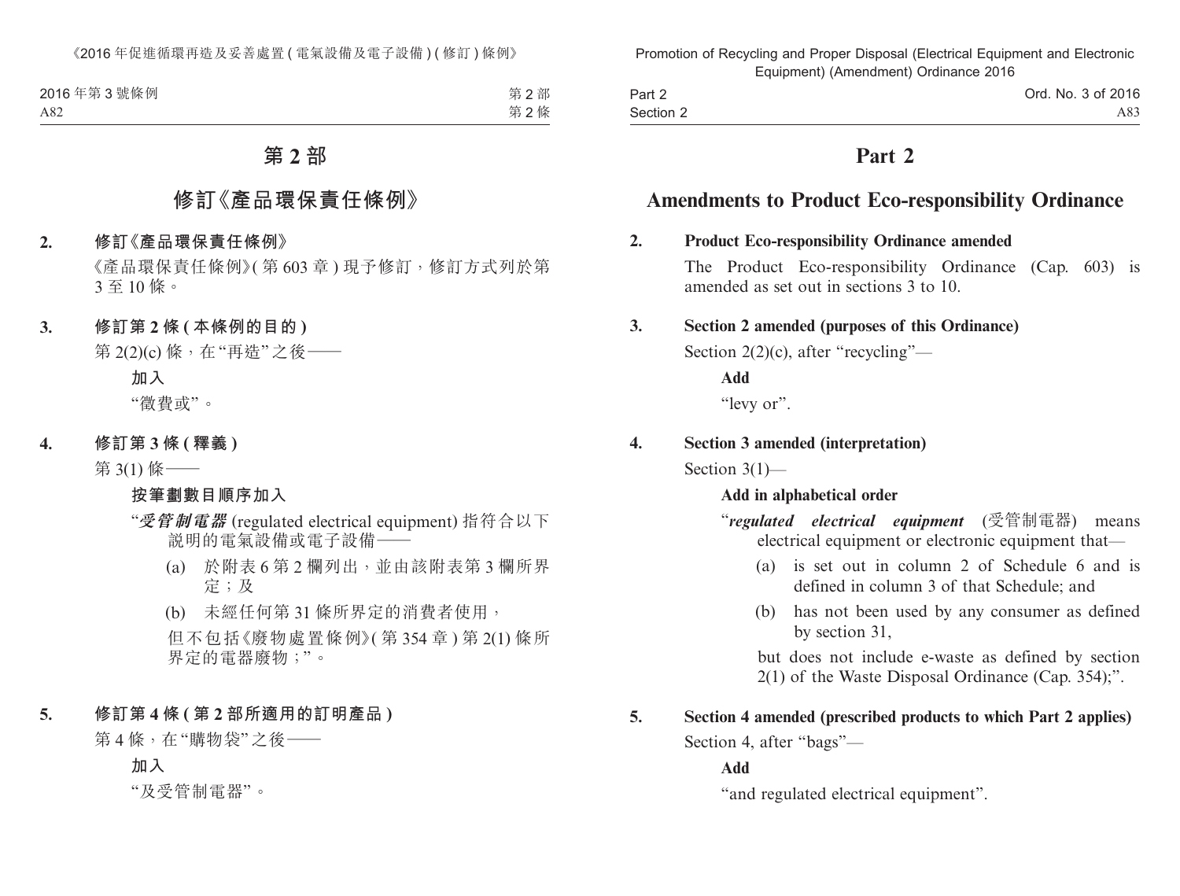# 第 2 部

## 修訂《產品環保責任條例》

**2. 修訂《產品環保責任條例》**

《產品環保責任條例》(第 603 章) 現予修訂，修訂方式列於第 3 至 10 條。

**3. 修訂第 2 條 (本條例的目的)**

第 2(2)(c) 條，在“再造”之後——

**加入**

“徵費或”。

**4. 修訂第 3 條 (釋義)**

第 3(1) 條——

**按筆劃數目順序加入**

“***受管制電器*** (regulated electrical equipment) 指符合以下說明的電氣設備或電子設備——

(a) 於附表 6 第 2 欄列出，並由該附表第 3 欄所界定；及

(b) 未經任何第 31 條所界定的消費者使用，

但不包括《廢物處置條例》(第 354 章) 第 2(1) 條所界定的電器廢物；”。

**5. 修訂第 4 條 (第 2 部所適用的訂明產品)**

第 4 條，在“購物袋”之後——

**加入**

“及受管制電器”。

# Part 2

## Amendments to Product Eco-responsibility Ordinance

**2. Product Eco-responsibility Ordinance amended**

The Product Eco-responsibility Ordinance (Cap. 603) is amended as set out in sections 3 to 10.

**3. Section 2 amended (purposes of this Ordinance)**

Section 2(2)(c), after “recycling”—

**Add**

“levy or”.

**4. Section 3 amended (interpretation)**

Section 3(1)—

**Add in alphabetical order**

“***regulated electrical equipment*** (受管制電器) means electrical equipment or electronic equipment that—

(a) is set out in column 2 of Schedule 6 and is defined in column 3 of that Schedule; and

(b) has not been used by any consumer as defined by section 31,

but does not include e-waste as defined by section 2(1) of the Waste Disposal Ordinance (Cap. 354);”.

**5. Section 4 amended (prescribed products to which Part 2 applies)**

Section 4, after “bags”—

**Add**

“and regulated electrical equipment”.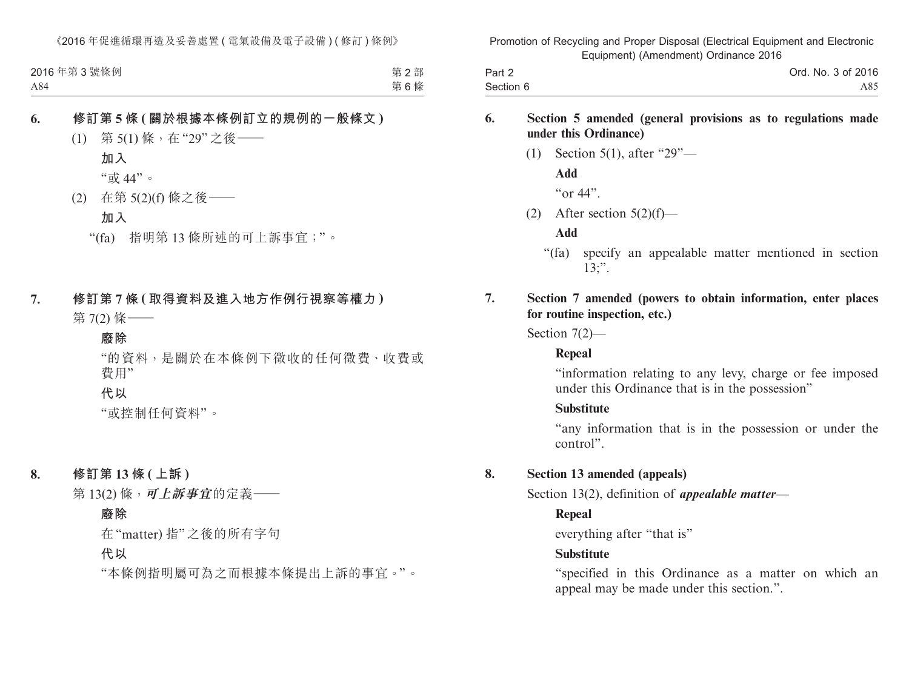**6. 修訂第 5 條 (關於根據本條例訂立的規例的一般條文)**

(1) 第 5(1) 條，在“29”之後——

**加入**

“或 44”。

(2) 在第 5(2)(f) 條之後——

**加入**

“(fa) 指明第 13 條所述的可上訴事宜；”。

**7. 修訂第 7 條 (取得資料及進入地方作例行視察等權力)**

第 7(2) 條——

**廢除**

“的資料，是關於在本條例下徵收的任何徵費、收費或費用”

**代以**

“或控制任何資料”。

**8. 修訂第 13 條 (上訴)**

第 13(2) 條，***可上訴事宜***的定義——

**廢除**

在“matter) 指”之後的所有字句

**代以**

“本條例指明屬可為之而根據本條提出上訴的事宜。”。

**6. Section 5 amended (general provisions as to regulations made under this Ordinance)**

(1) Section 5(1), after “29”—

**Add**

“or 44”.

(2) After section 5(2)(f)—

**Add**

“(fa) specify an appealable matter mentioned in section 13;”.

**7. Section 7 amended (powers to obtain information, enter places for routine inspection, etc.)**

Section 7(2)—

**Repeal**

“information relating to any levy, charge or fee imposed under this Ordinance that is in the possession”

**Substitute**

“any information that is in the possession or under the control”.

**8. Section 13 amended (appeals)**

Section 13(2), definition of ***appealable matter***—

**Repeal**

everything after “that is”

**Substitute**

“specified in this Ordinance as a matter on which an appeal may be made under this section.”.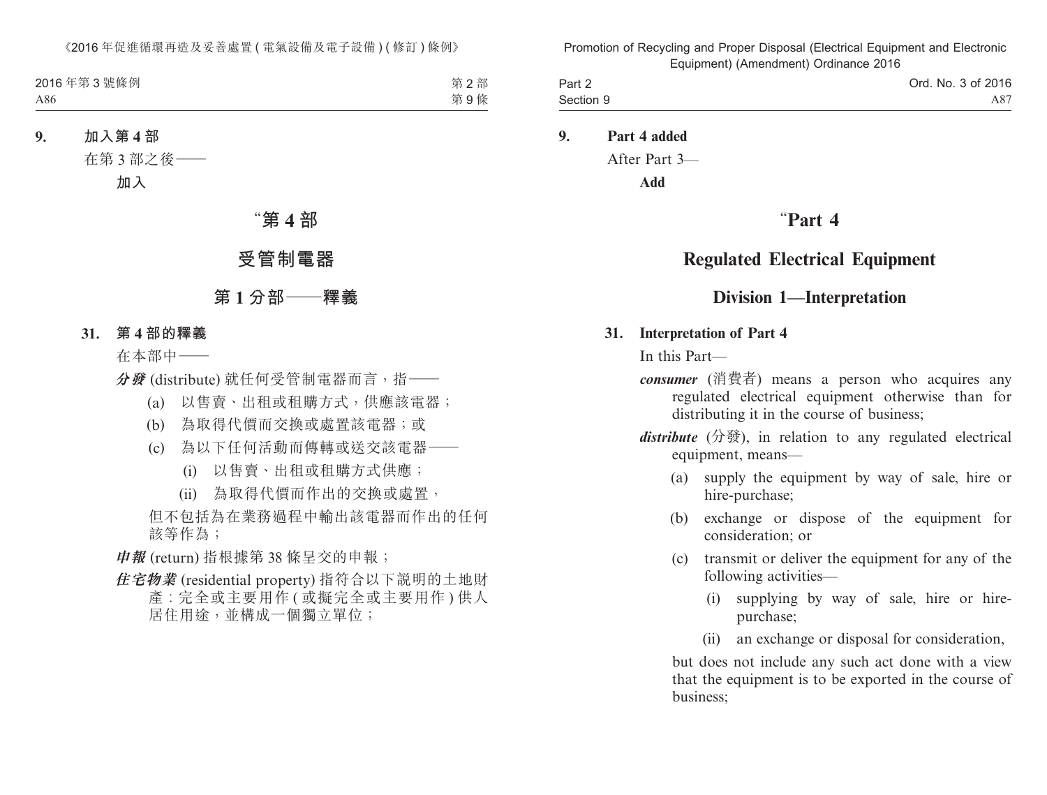**9. 加入第 4 部**

在第 3 部之後——

**加入**

# “第 4 部

# 受管制電器

## 第 1 分部——釋義

**31. 第 4 部的釋義**

在本部中——

***分發*** (distribute) 就任何受管制電器而言，指——

(a) 以售賣、出租或租購方式，供應該電器；

(b) 為取得代價而交換或處置該電器；或

(c) 為以下任何活動而傳轉或送交該電器——

(i) 以售賣、出租或租購方式供應；

(ii) 為取得代價而作出的交換或處置，

但不包括為在業務過程中輸出該電器而作出的任何該等作為；

***申報*** (return) 指根據第 38 條呈交的申報；

***住宅物業*** (residential property) 指符合以下說明的土地財產：完全或主要用作 (或擬完全或主要用作) 供人居住用途，並構成一個獨立單位；

**9. Part 4 added**

After Part 3—

**Add**

# “Part 4

# Regulated Electrical Equipment

## Division 1—Interpretation

**31. Interpretation of Part 4**

In this Part—

***consumer*** (消費者) means a person who acquires any regulated electrical equipment otherwise than for distributing it in the course of business;

***distribute*** (分發), in relation to any regulated electrical equipment, means—

(a) supply the equipment by way of sale, hire or hire-purchase;

(b) exchange or dispose of the equipment for consideration; or

(c) transmit or deliver the equipment for any of the following activities—

(i) supplying by way of sale, hire or hire-purchase;

(ii) an exchange or disposal for consideration,

but does not include any such act done with a view that the equipment is to be exported in the course of business;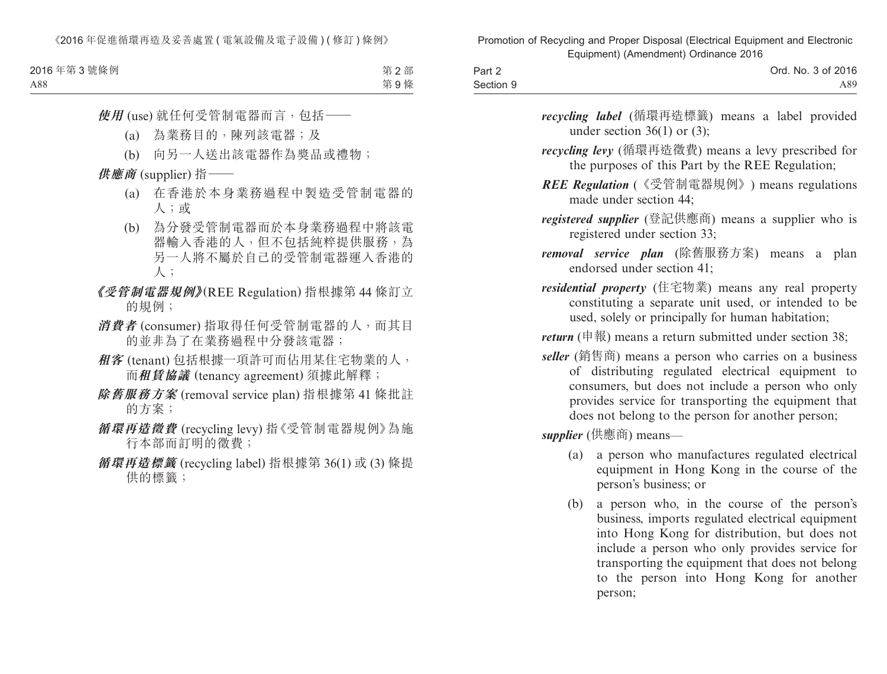***使用*** (use) 就任何受管制電器而言，包括——

(a) 為業務目的，陳列該電器；及

(b) 向另一人送出該電器作為獎品或禮物；

***供應商*** (supplier) 指——

(a) 在香港於本身業務過程中製造受管制電器的人；或

(b) 為分發受管制電器而於本身業務過程中將該電器輸入香港的人，但不包括純粹提供服務，為另一人將不屬於自己的受管制電器運入香港的人；

***《受管制電器規例》***(REE Regulation) 指根據第 44 條訂立的規例；

***消費者*** (consumer) 指取得任何受管制電器的人，而其目的並非為了在業務過程中分發該電器；

***租客*** (tenant) 包括根據一項許可而佔用某住宅物業的人，而***租賃協議*** (tenancy agreement) 須據此解釋；

***除舊服務方案*** (removal service plan) 指根據第 41 條批註的方案；

***循環再造徵費*** (recycling levy) 指《受管制電器規例》為施行本部而訂明的徵費；

***循環再造標籤*** (recycling label) 指根據第 36(1) 或 (3) 條提供的標籤；

***recycling label*** (循環再造標籤) means a label provided under section 36(1) or (3);

***recycling levy*** (循環再造徵費) means a levy prescribed for the purposes of this Part by the REE Regulation;

***REE Regulation*** (《受管制電器規例》) means regulations made under section 44;

***registered supplier*** (登記供應商) means a supplier who is registered under section 33;

***removal service plan*** (除舊服務方案) means a plan endorsed under section 41;

***residential property*** (住宅物業) means any real property constituting a separate unit used, or intended to be used, solely or principally for human habitation;

***return*** (申報) means a return submitted under section 38;

***seller*** (銷售商) means a person who carries on a business of distributing regulated electrical equipment to consumers, but does not include a person who only provides service for transporting the equipment that does not belong to the person for another person;

***supplier*** (供應商) means—

(a) a person who manufactures regulated electrical equipment in Hong Kong in the course of the person's business; or

(b) a person who, in the course of the person's business, imports regulated electrical equipment into Hong Kong for distribution, but does not include a person who only provides service for transporting the equipment that does not belong to the person into Hong Kong for another person;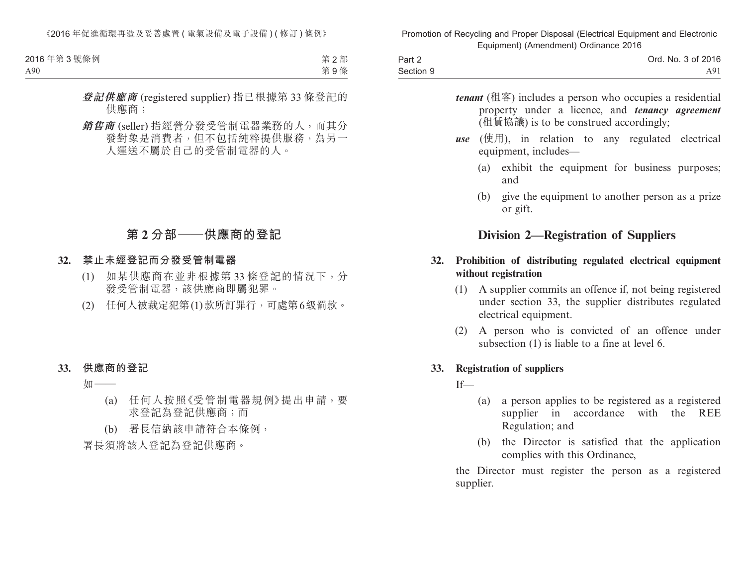***登記供應商*** (registered supplier) 指已根據第 33 條登記的供應商；

***銷售商*** (seller) 指經營分發受管制電器業務的人，而其分發對象是消費者，但不包括純粹提供服務，為另一人運送不屬於自己的受管制電器的人。

## 第 2 分部——供應商的登記

### 32. 禁止未經登記而分發受管制電器

(1) 如某供應商在並非根據第 33 條登記的情況下，分發受管制電器，該供應商即屬犯罪。

(2) 任何人被裁定犯第(1)款所訂罪行，可處第6級罰款。

### 33. 供應商的登記

如——

(a) 任何人按照《受管制電器規例》提出申請，要求登記為登記供應商；而

(b) 署長信納該申請符合本條例，

署長須將該人登記為登記供應商。

***tenant*** (租客) includes a person who occupies a residential property under a licence, and ***tenancy agreement*** (租賃協議) is to be construed accordingly;

***use*** (使用), in relation to any regulated electrical equipment, includes—

(a) exhibit the equipment for business purposes; and

(b) give the equipment to another person as a prize or gift.

## Division 2—Registration of Suppliers

### 32. Prohibition of distributing regulated electrical equipment without registration

(1) A supplier commits an offence if, not being registered under section 33, the supplier distributes regulated electrical equipment.

(2) A person who is convicted of an offence under subsection (1) is liable to a fine at level 6.

### 33. Registration of suppliers

If—

(a) a person applies to be registered as a registered supplier in accordance with the REE Regulation; and

(b) the Director is satisfied that the application complies with this Ordinance,

the Director must register the person as a registered supplier.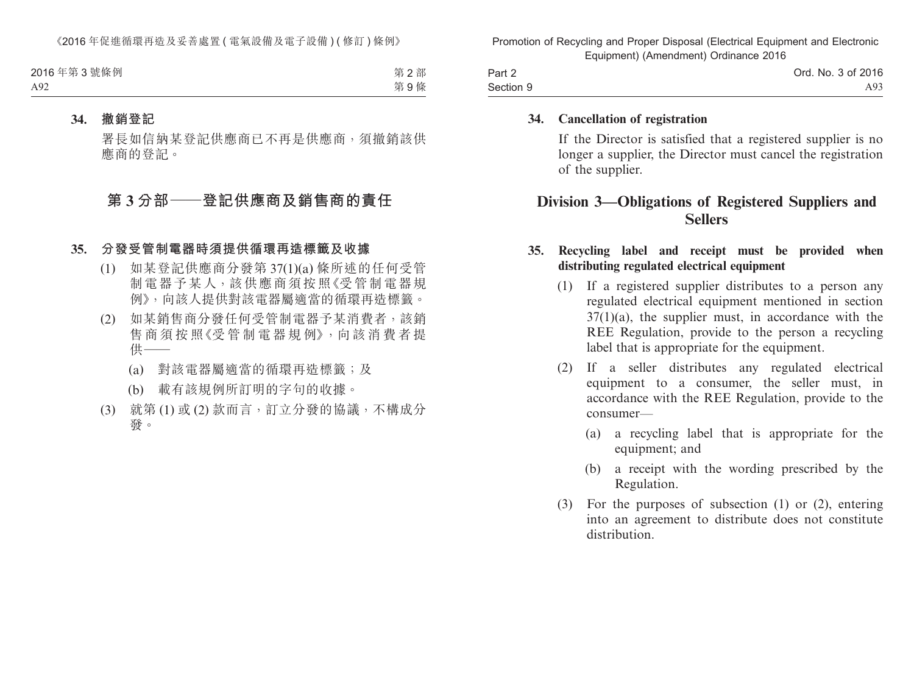**34. 撤銷登記**

署長如信納某登記供應商已不再是供應商，須撤銷該供應商的登記。

## 第 3 分部——登記供應商及銷售商的責任

**35. 分發受管制電器時須提供循環再造標籤及收據**

(1) 如某登記供應商分發第 37(1)(a) 條所述的任何受管制電器予某人，該供應商須按照《受管制電器規例》，向該人提供對該電器屬適當的循環再造標籤。

(2) 如某銷售商分發任何受管制電器予某消費者，該銷售商須按照《受管制電器規例》，向該消費者提供——

(a) 對該電器屬適當的循環再造標籤；及

(b) 載有該規例所訂明的字句的收據。

(3) 就第 (1) 或 (2) 款而言，訂立分發的協議，不構成分發。

**34. Cancellation of registration**

If the Director is satisfied that a registered supplier is no longer a supplier, the Director must cancel the registration of the supplier.

## Division 3—Obligations of Registered Suppliers and Sellers

**35. Recycling label and receipt must be provided when distributing regulated electrical equipment**

(1) If a registered supplier distributes to a person any regulated electrical equipment mentioned in section 37(1)(a), the supplier must, in accordance with the REE Regulation, provide to the person a recycling label that is appropriate for the equipment.

(2) If a seller distributes any regulated electrical equipment to a consumer, the seller must, in accordance with the REE Regulation, provide to the consumer—

(a) a recycling label that is appropriate for the equipment; and

(b) a receipt with the wording prescribed by the Regulation.

(3) For the purposes of subsection (1) or (2), entering into an agreement to distribute does not constitute distribution.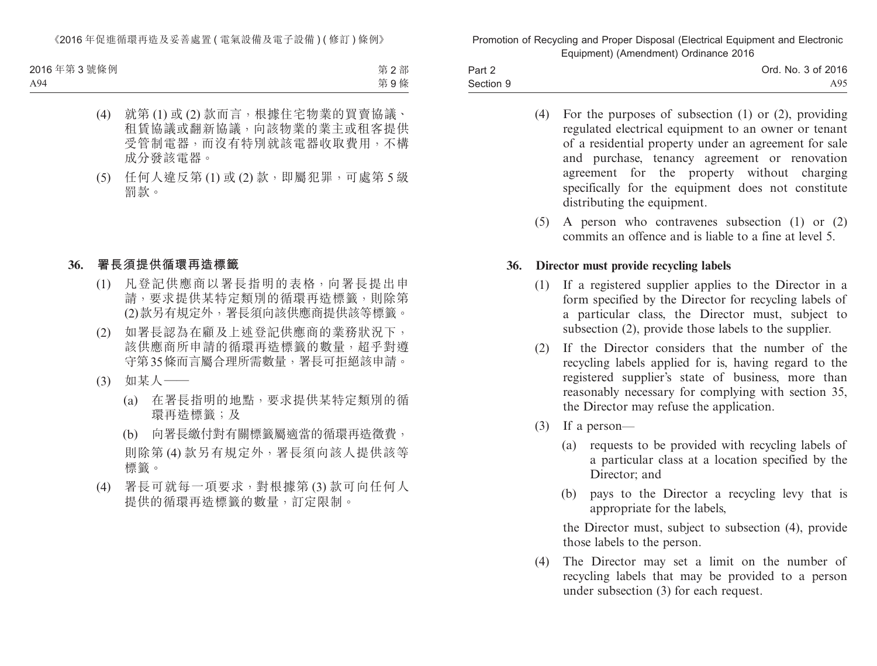(4) 就第 (1) 或 (2) 款而言，根據住宅物業的買賣協議、租賃協議或翻新協議，向該物業的業主或租客提供受管制電器，而沒有特別就該電器收取費用，不構成分發該電器。

(5) 任何人違反第 (1) 或 (2) 款，即屬犯罪，可處第 5 級罰款。

**36. 署長須提供循環再造標籤**

(1) 凡登記供應商以署長指明的表格，向署長提出申請，要求提供某特定類別的循環再造標籤，則除第 (2) 款另有規定外，署長須向該供應商提供該等標籤。

(2) 如署長認為在顧及上述登記供應商的業務狀況下，該供應商所申請的循環再造標籤的數量，超乎對遵守第 35 條而言屬合理所需數量，署長可拒絕該申請。

(3) 如某人——

(a) 在署長指明的地點，要求提供某特定類別的循環再造標籤；及

(b) 向署長繳付對有關標籤屬適當的循環再造徵費，

則除第 (4) 款另有規定外，署長須向該人提供該等標籤。

(4) 署長可就每一項要求，對根據第 (3) 款可向任何人提供的循環再造標籤的數量，訂定限制。

(4) For the purposes of subsection (1) or (2), providing regulated electrical equipment to an owner or tenant of a residential property under an agreement for sale and purchase, tenancy agreement or renovation agreement for the property without charging specifically for the equipment does not constitute distributing the equipment.

(5) A person who contravenes subsection (1) or (2) commits an offence and is liable to a fine at level 5.

**36. Director must provide recycling labels**

(1) If a registered supplier applies to the Director in a form specified by the Director for recycling labels of a particular class, the Director must, subject to subsection (2), provide those labels to the supplier.

(2) If the Director considers that the number of the recycling labels applied for is, having regard to the registered supplier's state of business, more than reasonably necessary for complying with section 35, the Director may refuse the application.

(3) If a person—

(a) requests to be provided with recycling labels of a particular class at a location specified by the Director; and

(b) pays to the Director a recycling levy that is appropriate for the labels,

the Director must, subject to subsection (4), provide those labels to the person.

(4) The Director may set a limit on the number of recycling labels that may be provided to a person under subsection (3) for each request.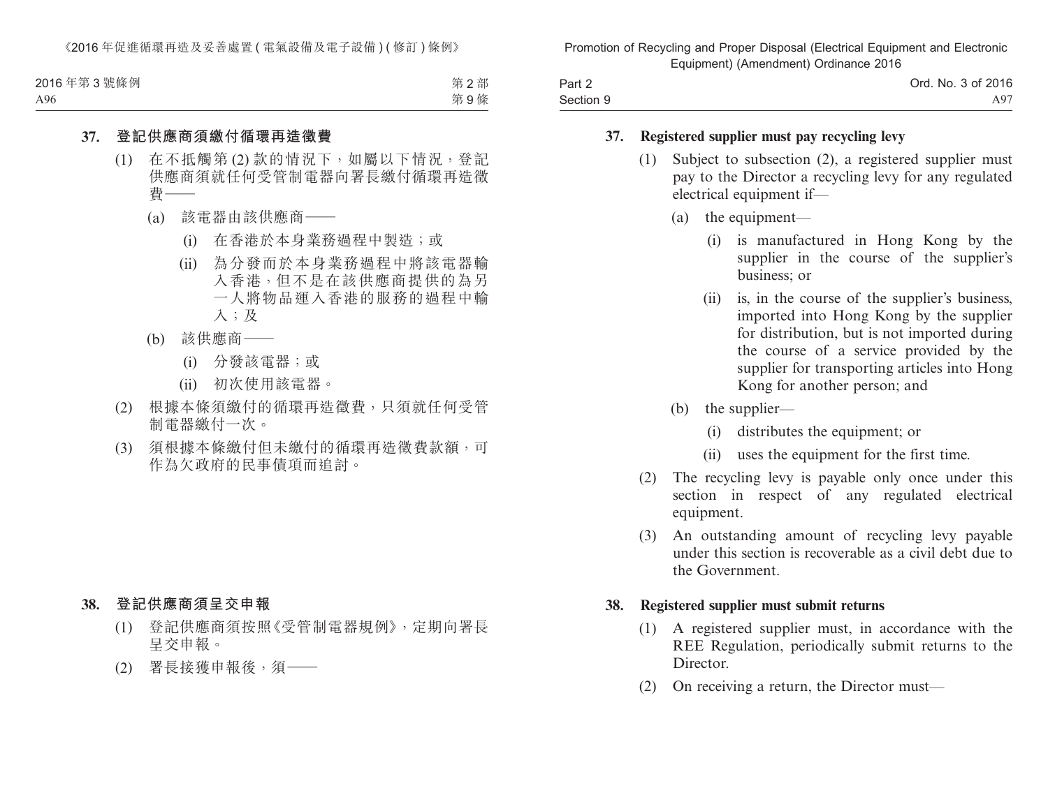**37. 登記供應商須繳付循環再造徵費**

(1) 在不抵觸第 (2) 款的情況下，如屬以下情況，登記供應商須就任何受管制電器向署長繳付循環再造徵費——

(a) 該電器由該供應商——

(i) 在香港於本身業務過程中製造；或

(ii) 為分發而於本身業務過程中將該電器輸入香港，但不是在該供應商提供的為另一人將物品運入香港的服務的過程中輸入；及

(b) 該供應商——

(i) 分發該電器；或

(ii) 初次使用該電器。

(2) 根據本條須繳付的循環再造徵費，只須就任何受管制電器繳付一次。

(3) 須根據本條繳付但未繳付的循環再造徵費款額，可作為欠政府的民事債項而追討。

**38. 登記供應商須呈交申報**

(1) 登記供應商須按照《受管制電器規例》，定期向署長呈交申報。

(2) 署長接獲申報後，須——

**37. Registered supplier must pay recycling levy**

(1) Subject to subsection (2), a registered supplier must pay to the Director a recycling levy for any regulated electrical equipment if—

(a) the equipment—

(i) is manufactured in Hong Kong by the supplier in the course of the supplier's business; or

(ii) is, in the course of the supplier's business, imported into Hong Kong by the supplier for distribution, but is not imported during the course of a service provided by the supplier for transporting articles into Hong Kong for another person; and

(b) the supplier—

(i) distributes the equipment; or

(ii) uses the equipment for the first time.

(2) The recycling levy is payable only once under this section in respect of any regulated electrical equipment.

(3) An outstanding amount of recycling levy payable under this section is recoverable as a civil debt due to the Government.

**38. Registered supplier must submit returns**

(1) A registered supplier must, in accordance with the REE Regulation, periodically submit returns to the Director.

(2) On receiving a return, the Director must—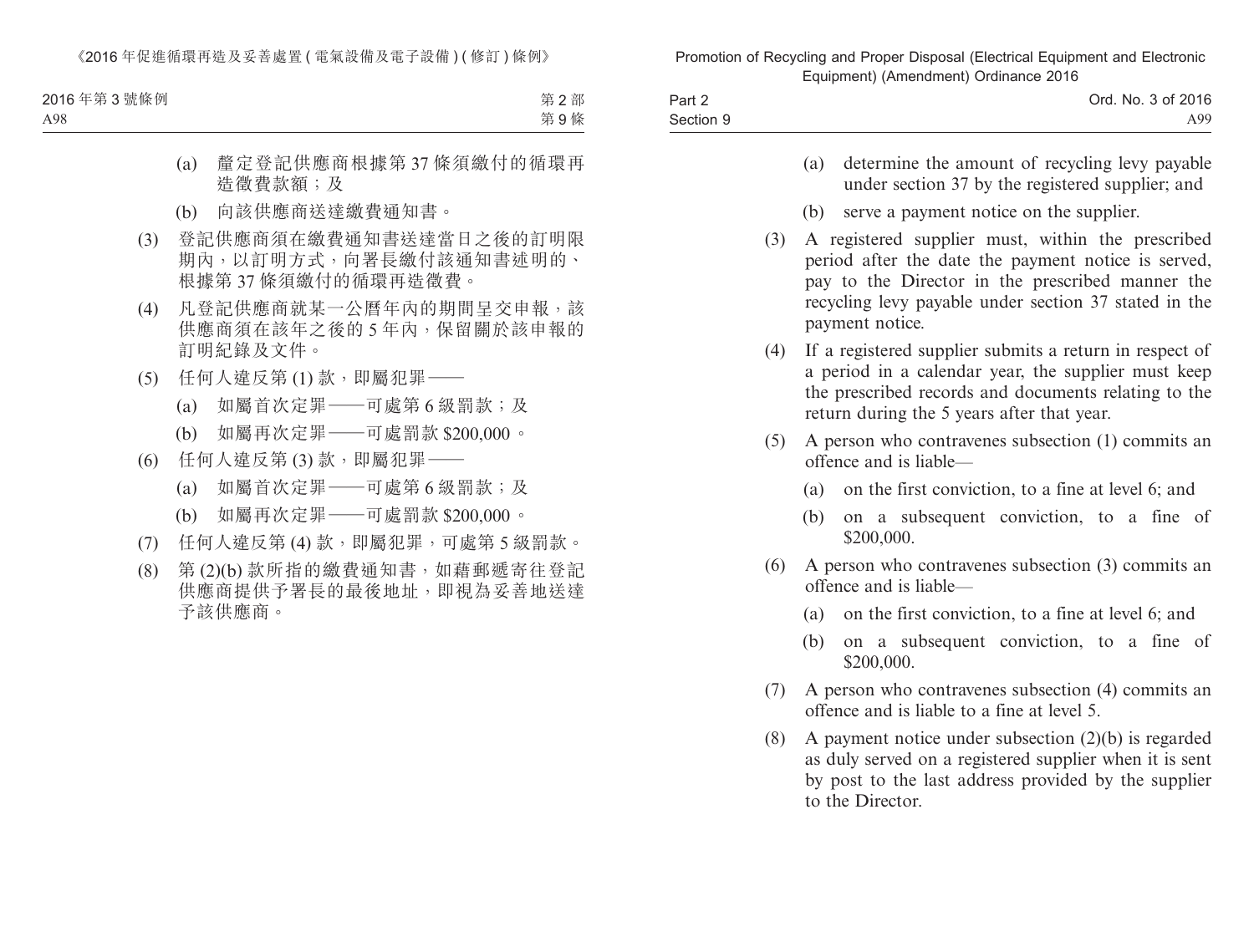(a) 釐定登記供應商根據第 37 條須繳付的循環再造徵費款額；及

(b) 向該供應商送達繳費通知書。

(3) 登記供應商須在繳費通知書送達當日之後的訂明限期內，以訂明方式，向署長繳付該通知書述明的、根據第 37 條須繳付的循環再造徵費。

(4) 凡登記供應商就某一公曆年內的期間呈交申報，該供應商須在該年之後的 5 年內，保留關於該申報的訂明紀錄及文件。

(5) 任何人違反第 (1) 款，即屬犯罪——

(a) 如屬首次定罪——可處第 6 級罰款；及

(b) 如屬再次定罪——可處罰款 $200,000。

(6) 任何人違反第 (3) 款，即屬犯罪——

(a) 如屬首次定罪——可處第 6 級罰款；及

(b) 如屬再次定罪——可處罰款 $200,000。

(7) 任何人違反第 (4) 款，即屬犯罪，可處第 5 級罰款。

(8) 第 (2)(b) 款所指的繳費通知書，如藉郵遞寄往登記供應商提供予署長的最後地址，即視為妥善地送達予該供應商。

(a) determine the amount of recycling levy payable under section 37 by the registered supplier; and

(b) serve a payment notice on the supplier.

(3) A registered supplier must, within the prescribed period after the date the payment notice is served, pay to the Director in the prescribed manner the recycling levy payable under section 37 stated in the payment notice.

(4) If a registered supplier submits a return in respect of a period in a calendar year, the supplier must keep the prescribed records and documents relating to the return during the 5 years after that year.

(5) A person who contravenes subsection (1) commits an offence and is liable—

(a) on the first conviction, to a fine at level 6; and

(b) on a subsequent conviction, to a fine of $200,000.

(6) A person who contravenes subsection (3) commits an offence and is liable—

(a) on the first conviction, to a fine at level 6; and

(b) on a subsequent conviction, to a fine of $200,000.

(7) A person who contravenes subsection (4) commits an offence and is liable to a fine at level 5.

(8) A payment notice under subsection (2)(b) is regarded as duly served on a registered supplier when it is sent by post to the last address provided by the supplier to the Director.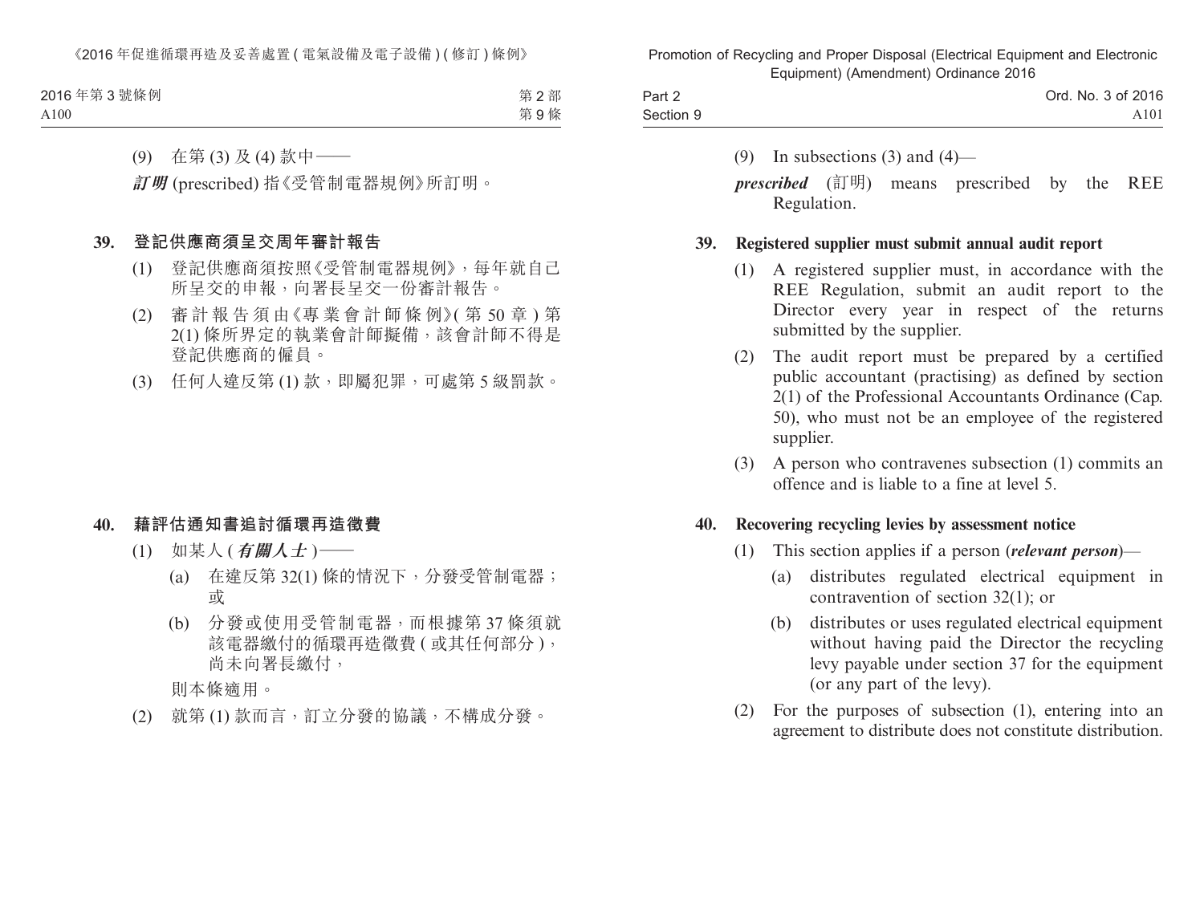(9) 在第 (3) 及 (4) 款中——

***訂明*** (prescribed) 指《受管制電器規例》所訂明。

### 39. 登記供應商須呈交周年審計報告

(1) 登記供應商須按照《受管制電器規例》，每年就自己所呈交的申報，向署長呈交一份審計報告。

(2) 審計報告須由《專業會計師條例》(第 50 章) 第 2(1) 條所界定的執業會計師擬備，該會計師不得是登記供應商的僱員。

(3) 任何人違反第 (1) 款，即屬犯罪，可處第 5 級罰款。

### 40. 藉評估通知書追討循環再造徵費

(1) 如某人 (***有關人士***)——

(a) 在違反第 32(1) 條的情況下，分發受管制電器；或

(b) 分發或使用受管制電器，而根據第 37 條須就該電器繳付的循環再造徵費 (或其任何部分)，尚未向署長繳付，

則本條適用。

(2) 就第 (1) 款而言，訂立分發的協議，不構成分發。

(9) In subsections (3) and (4)—

***prescribed*** (訂明) means prescribed by the REE Regulation.

### 39. Registered supplier must submit annual audit report

(1) A registered supplier must, in accordance with the REE Regulation, submit an audit report to the Director every year in respect of the returns submitted by the supplier.

(2) The audit report must be prepared by a certified public accountant (practising) as defined by section 2(1) of the Professional Accountants Ordinance (Cap. 50), who must not be an employee of the registered supplier.

(3) A person who contravenes subsection (1) commits an offence and is liable to a fine at level 5.

### 40. Recovering recycling levies by assessment notice

(1) This section applies if a person (***relevant person***)—

(a) distributes regulated electrical equipment in contravention of section 32(1); or

(b) distributes or uses regulated electrical equipment without having paid the Director the recycling levy payable under section 37 for the equipment (or any part of the levy).

(2) For the purposes of subsection (1), entering into an agreement to distribute does not constitute distribution.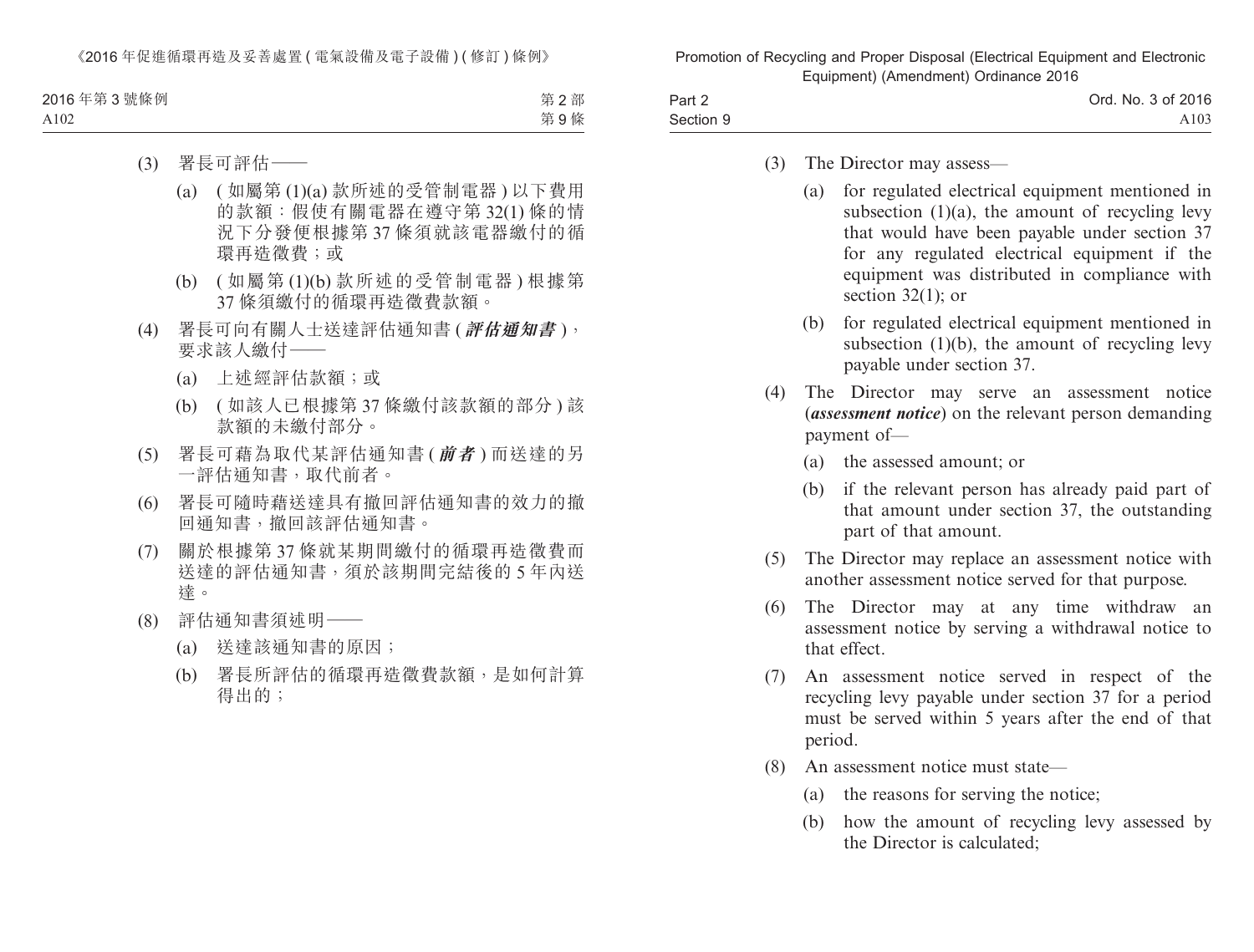(3) 署長可評估——

(a) (如屬第 (1)(a) 款所述的受管制電器) 以下費用的款額：假使有關電器在遵守第 32(1) 條的情況下分發便根據第 37 條須就該電器繳付的循環再造徵費；或

(b) (如屬第 (1)(b) 款所述的受管制電器) 根據第 37 條須繳付的循環再造徵費款額。

(4) 署長可向有關人士送達評估通知書 (***評估通知書***)，要求該人繳付——

(a) 上述經評估款額；或

(b) (如該人已根據第 37 條繳付該款額的部分) 該款額的未繳付部分。

(5) 署長可藉為取代某評估通知書 (***前者***) 而送達的另一評估通知書，取代前者。

(6) 署長可隨時藉送達具有撤回評估通知書的效力的撤回通知書，撤回該評估通知書。

(7) 關於根據第 37 條就某期間繳付的循環再造徵費而送達的評估通知書，須於該期間完結後的 5 年內送達。

(8) 評估通知書須述明——

(a) 送達該通知書的原因；

(b) 署長所評估的循環再造徵費款額，是如何計算得出的；

(3) The Director may assess—

(a) for regulated electrical equipment mentioned in subsection (1)(a), the amount of recycling levy that would have been payable under section 37 for any regulated electrical equipment if the equipment was distributed in compliance with section 32(1); or

(b) for regulated electrical equipment mentioned in subsection (1)(b), the amount of recycling levy payable under section 37.

(4) The Director may serve an assessment notice (***assessment notice***) on the relevant person demanding payment of—

(a) the assessed amount; or

(b) if the relevant person has already paid part of that amount under section 37, the outstanding part of that amount.

(5) The Director may replace an assessment notice with another assessment notice served for that purpose.

(6) The Director may at any time withdraw an assessment notice by serving a withdrawal notice to that effect.

(7) An assessment notice served in respect of the recycling levy payable under section 37 for a period must be served within 5 years after the end of that period.

(8) An assessment notice must state—

(a) the reasons for serving the notice;

(b) how the amount of recycling levy assessed by the Director is calculated;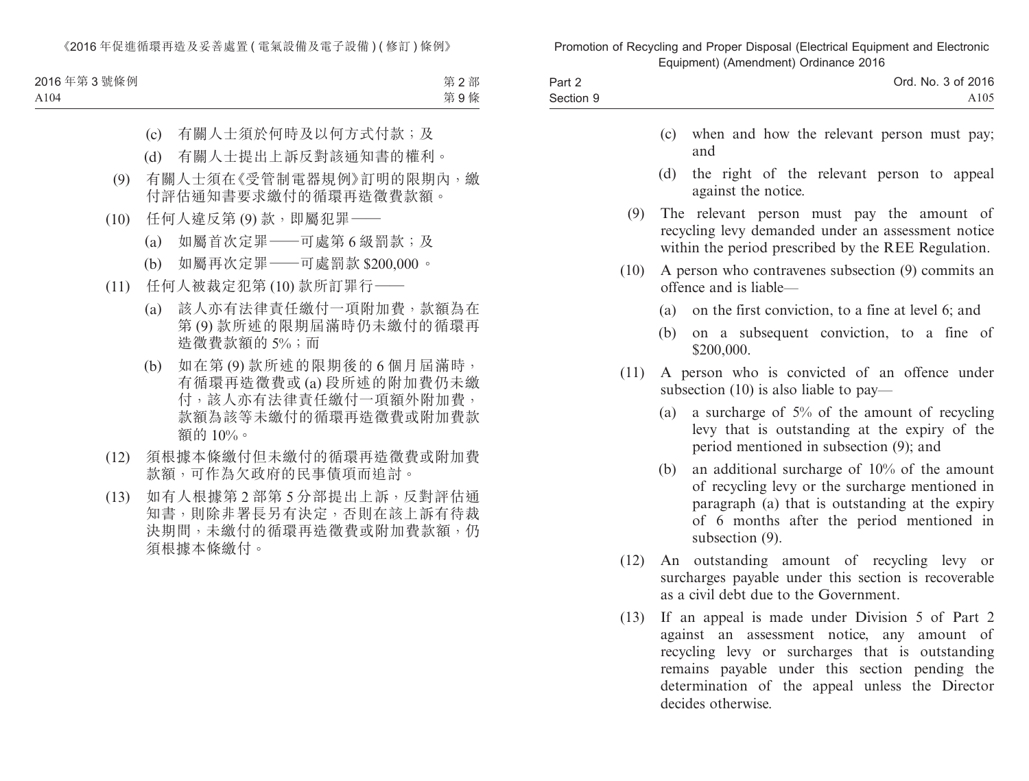(c) 有關人士須於何時及以何方式付款；及

(d) 有關人士提出上訴反對該通知書的權利。

(9) 有關人士須在《受管制電器規例》訂明的限期內，繳付評估通知書要求繳付的循環再造徵費款額。

(10) 任何人違反第 (9) 款，即屬犯罪——

(a) 如屬首次定罪——可處第 6 級罰款；及

(b) 如屬再次定罪——可處罰款 $200,000。

(11) 任何人被裁定犯第 (10) 款所訂罪行——

(a) 該人亦有法律責任繳付一項附加費，款額為在第 (9) 款所述的限期屆滿時仍未繳付的循環再造徵費款額的 5%；而

(b) 如在第 (9) 款所述的限期後的 6 個月屆滿時，有循環再造徵費或 (a) 段所述的附加費仍未繳付，該人亦有法律責任繳付一項額外附加費，款額為該等未繳付的循環再造徵費或附加費款額的 10%。

(12) 須根據本條繳付但未繳付的循環再造徵費或附加費款額，可作為欠政府的民事債項而追討。

(13) 如有人根據第 2 部第 5 分部提出上訴，反對評估通知書，則除非署長另有決定，否則在該上訴有待裁決期間，未繳付的循環再造徵費或附加費款額，仍須根據本條繳付。

(c) when and how the relevant person must pay; and

(d) the right of the relevant person to appeal against the notice.

(9) The relevant person must pay the amount of recycling levy demanded under an assessment notice within the period prescribed by the REE Regulation.

(10) A person who contravenes subsection (9) commits an offence and is liable—

(a) on the first conviction, to a fine at level 6; and

(b) on a subsequent conviction, to a fine of $200,000.

(11) A person who is convicted of an offence under subsection (10) is also liable to pay—

(a) a surcharge of 5% of the amount of recycling levy that is outstanding at the expiry of the period mentioned in subsection (9); and

(b) an additional surcharge of 10% of the amount of recycling levy or the surcharge mentioned in paragraph (a) that is outstanding at the expiry of 6 months after the period mentioned in subsection (9).

(12) An outstanding amount of recycling levy or surcharges payable under this section is recoverable as a civil debt due to the Government.

(13) If an appeal is made under Division 5 of Part 2 against an assessment notice, any amount of recycling levy or surcharges that is outstanding remains payable under this section pending the determination of the appeal unless the Director decides otherwise.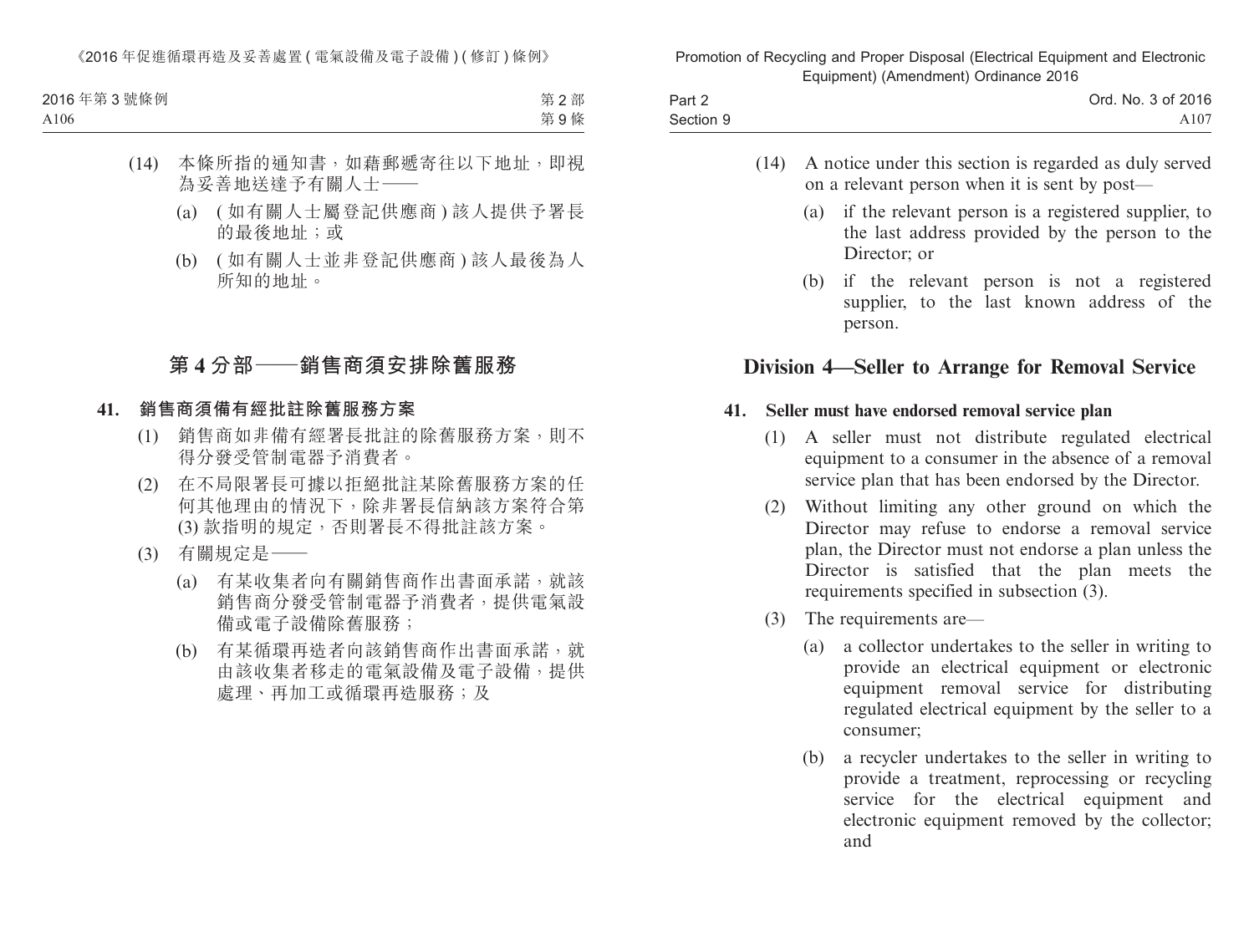(14) 本條所指的通知書，如藉郵遞寄往以下地址，即視為妥善地送達予有關人士——

(a) (如有關人士屬登記供應商) 該人提供予署長的最後地址；或

(b) (如有關人士並非登記供應商) 該人最後為人所知的地址。

## 第 4 分部——銷售商須安排除舊服務

### 41. 銷售商須備有經批註除舊服務方案

(1) 銷售商如非備有經署長批註的除舊服務方案，則不得分發受管制電器予消費者。

(2) 在不局限署長可據以拒絕批註某除舊服務方案的任何其他理由的情況下，除非署長信納該方案符合第 (3) 款指明的規定，否則署長不得批註該方案。

(3) 有關規定是——

(a) 有某收集者向有關銷售商作出書面承諾，就該銷售商分發受管制電器予消費者，提供電氣設備或電子設備除舊服務；

(b) 有某循環再造者向該銷售商作出書面承諾，就由該收集者移走的電氣設備及電子設備，提供處理、再加工或循環再造服務；及

(14) A notice under this section is regarded as duly served on a relevant person when it is sent by post—

(a) if the relevant person is a registered supplier, to the last address provided by the person to the Director; or

(b) if the relevant person is not a registered supplier, to the last known address of the person.

## Division 4—Seller to Arrange for Removal Service

### 41. Seller must have endorsed removal service plan

(1) A seller must not distribute regulated electrical equipment to a consumer in the absence of a removal service plan that has been endorsed by the Director.

(2) Without limiting any other ground on which the Director may refuse to endorse a removal service plan, the Director must not endorse a plan unless the Director is satisfied that the plan meets the requirements specified in subsection (3).

(3) The requirements are—

(a) a collector undertakes to the seller in writing to provide an electrical equipment or electronic equipment removal service for distributing regulated electrical equipment by the seller to a consumer;

(b) a recycler undertakes to the seller in writing to provide a treatment, reprocessing or recycling service for the electrical equipment and electronic equipment removed by the collector; and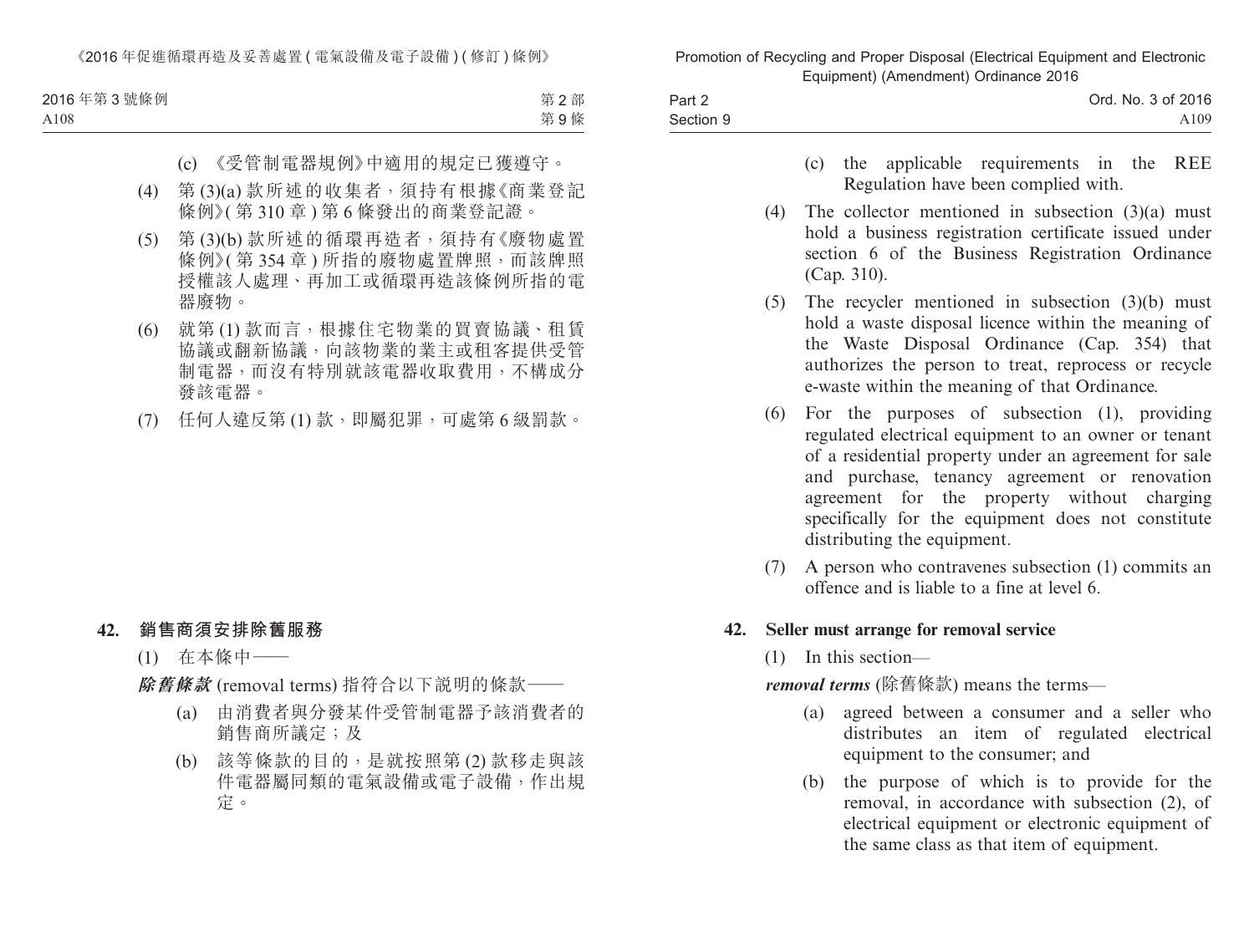(c) 《受管制電器規例》中適用的規定已獲遵守。

(4) 第 (3)(a) 款所述的收集者，須持有根據《商業登記條例》(第 310 章) 第 6 條發出的商業登記證。

(5) 第 (3)(b) 款所述的循環再造者，須持有《廢物處置條例》(第 354 章) 所指的廢物處置牌照，而該牌照授權該人處理、再加工或循環再造該條例所指的電器廢物。

(6) 就第 (1) 款而言，根據住宅物業的買賣協議、租賃協議或翻新協議，向該物業的業主或租客提供受管制電器，而沒有特別就該電器收取費用，不構成分發該電器。

(7) 任何人違反第 (1) 款，即屬犯罪，可處第 6 級罰款。

## 42. 銷售商須安排除舊服務

(1) 在本條中——

***除舊條款*** (removal terms) 指符合以下說明的條款——

(a) 由消費者與分發某件受管制電器予該消費者的銷售商所議定；及

(b) 該等條款的目的，是就按照第 (2) 款移走與該件電器屬同類的電氣設備或電子設備，作出規定。

(c) the applicable requirements in the REE Regulation have been complied with.

(4) The collector mentioned in subsection (3)(a) must hold a business registration certificate issued under section 6 of the Business Registration Ordinance (Cap. 310).

(5) The recycler mentioned in subsection (3)(b) must hold a waste disposal licence within the meaning of the Waste Disposal Ordinance (Cap. 354) that authorizes the person to treat, reprocess or recycle e-waste within the meaning of that Ordinance.

(6) For the purposes of subsection (1), providing regulated electrical equipment to an owner or tenant of a residential property under an agreement for sale and purchase, tenancy agreement or renovation agreement for the property without charging specifically for the equipment does not constitute distributing the equipment.

(7) A person who contravenes subsection (1) commits an offence and is liable to a fine at level 6.

## 42. Seller must arrange for removal service

(1) In this section—

***removal terms*** (除舊條款) means the terms—

(a) agreed between a consumer and a seller who distributes an item of regulated electrical equipment to the consumer; and

(b) the purpose of which is to provide for the removal, in accordance with subsection (2), of electrical equipment or electronic equipment of the same class as that item of equipment.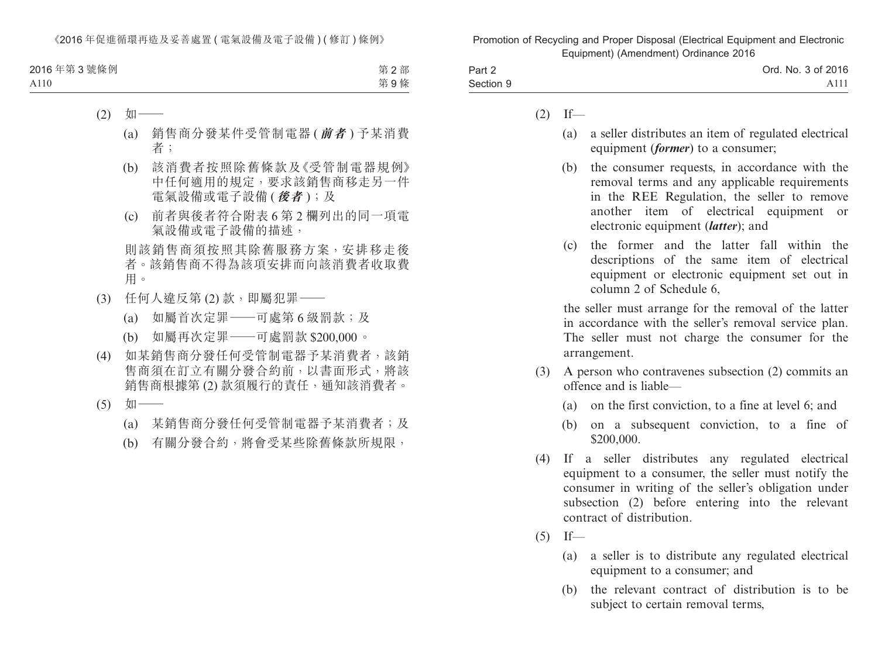(2) 如——

(a) 銷售商分發某件受管制電器 (***前者***) 予某消費者；

(b) 該消費者按照除舊條款及《受管制電器規例》中任何適用的規定，要求該銷售商移走另一件電氣設備或電子設備 (***後者***)；及

(c) 前者與後者符合附表 6 第 2 欄列出的同一項電氣設備或電子設備的描述，

則該銷售商須按照其除舊服務方案，安排移走後者。該銷售商不得為該項安排而向該消費者收取費用。

(3) 任何人違反第 (2) 款，即屬犯罪——

(a) 如屬首次定罪——可處第 6 級罰款；及

(b) 如屬再次定罪——可處罰款 $200,000。

(4) 如某銷售商分發任何受管制電器予某消費者，該銷售商須在訂立有關分發合約前，以書面形式，將該銷售商根據第 (2) 款須履行的責任，通知該消費者。

(5) 如——

(a) 某銷售商分發任何受管制電器予某消費者；及

(b) 有關分發合約，將會受某些除舊條款所規限，

(2) If—

(a) a seller distributes an item of regulated electrical equipment (***former***) to a consumer;

(b) the consumer requests, in accordance with the removal terms and any applicable requirements in the REE Regulation, the seller to remove another item of electrical equipment or electronic equipment (***latter***); and

(c) the former and the latter fall within the descriptions of the same item of electrical equipment or electronic equipment set out in column 2 of Schedule 6,

the seller must arrange for the removal of the latter in accordance with the seller's removal service plan. The seller must not charge the consumer for the arrangement.

(3) A person who contravenes subsection (2) commits an offence and is liable—

(a) on the first conviction, to a fine at level 6; and

(b) on a subsequent conviction, to a fine of $200,000.

(4) If a seller distributes any regulated electrical equipment to a consumer, the seller must notify the consumer in writing of the seller's obligation under subsection (2) before entering into the relevant contract of distribution.

(5) If—

(a) a seller is to distribute any regulated electrical equipment to a consumer; and

(b) the relevant contract of distribution is to be subject to certain removal terms,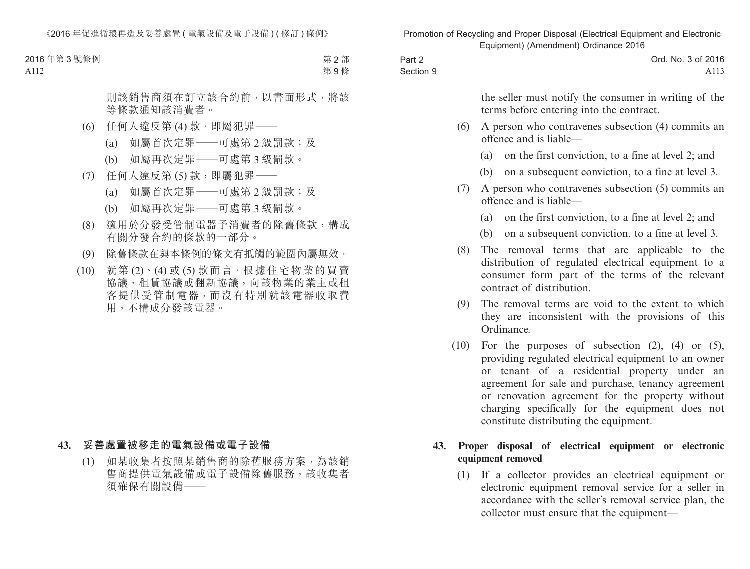則該銷售商須在訂立該合約前，以書面形式，將該等條款通知該消費者。

(6) 任何人違反第 (4) 款，即屬犯罪——

(a) 如屬首次定罪——可處第 2 級罰款；及

(b) 如屬再次定罪——可處第 3 級罰款。

(7) 任何人違反第 (5) 款，即屬犯罪——

(a) 如屬首次定罪——可處第 2 級罰款；及

(b) 如屬再次定罪——可處第 3 級罰款。

(8) 適用於分發受管制電器予消費者的除舊條款，構成有關分發合約的條款的一部分。

(9) 除舊條款在與本條例的條文有抵觸的範圍內屬無效。

(10) 就第 (2)、(4) 或 (5) 款而言，根據住宅物業的買賣協議、租賃協議或翻新協議，向該物業的業主或租客提供受管制電器，而沒有特別就該電器收取費用，不構成分發該電器。

**43. 妥善處置被移走的電氣設備或電子設備**

(1) 如某收集者按照某銷售商的除舊服務方案，為該銷售商提供電氣設備或電子設備除舊服務，該收集者須確保有關設備——

the seller must notify the consumer in writing of the terms before entering into the contract.

(6) A person who contravenes subsection (4) commits an offence and is liable—

(a) on the first conviction, to a fine at level 2; and

(b) on a subsequent conviction, to a fine at level 3.

(7) A person who contravenes subsection (5) commits an offence and is liable—

(a) on the first conviction, to a fine at level 2; and

(b) on a subsequent conviction, to a fine at level 3.

(8) The removal terms that are applicable to the distribution of regulated electrical equipment to a consumer form part of the terms of the relevant contract of distribution.

(9) The removal terms are void to the extent to which they are inconsistent with the provisions of this Ordinance.

(10) For the purposes of subsection (2), (4) or (5), providing regulated electrical equipment to an owner or tenant of a residential property under an agreement for sale and purchase, tenancy agreement or renovation agreement for the property without charging specifically for the equipment does not constitute distributing the equipment.

**43. Proper disposal of electrical equipment or electronic equipment removed**

(1) If a collector provides an electrical equipment or electronic equipment removal service for a seller in accordance with the seller's removal service plan, the collector must ensure that the equipment—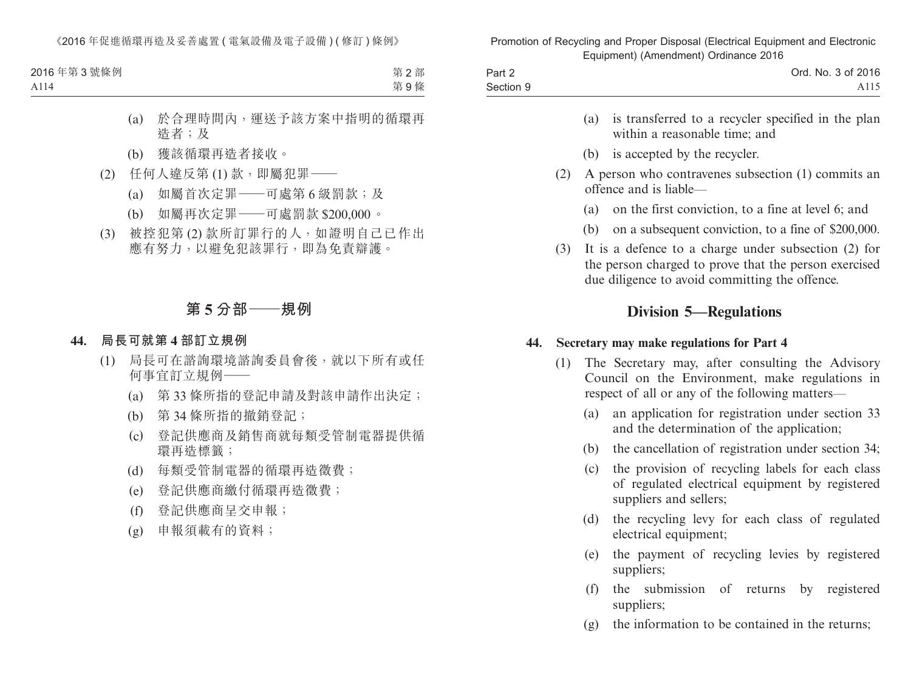(a) 於合理時間內，運送予該方案中指明的循環再造者；及

(b) 獲該循環再造者接收。

(2) 任何人違反第 (1) 款，即屬犯罪——

(a) 如屬首次定罪——可處第 6 級罰款；及

(b) 如屬再次定罪——可處罰款 $200,000。

(3) 被控犯第 (2) 款所訂罪行的人，如證明自己已作出應有努力，以避免犯該罪行，即為免責辯護。

## 第 5 分部——規例

### 44. 局長可就第 4 部訂立規例

(1) 局長可在諮詢環境諮詢委員會後，就以下所有或任何事宜訂立規例——

(a) 第 33 條所指的登記申請及對該申請作出決定；

(b) 第 34 條所指的撤銷登記；

(c) 登記供應商及銷售商就每類受管制電器提供循環再造標籤；

(d) 每類受管制電器的循環再造徵費；

(e) 登記供應商繳付循環再造徵費；

(f) 登記供應商呈交申報；

(g) 申報須載有的資料；

(a) is transferred to a recycler specified in the plan within a reasonable time; and

(b) is accepted by the recycler.

(2) A person who contravenes subsection (1) commits an offence and is liable—

(a) on the first conviction, to a fine at level 6; and

(b) on a subsequent conviction, to a fine of $200,000.

(3) It is a defence to a charge under subsection (2) for the person charged to prove that the person exercised due diligence to avoid committing the offence.

## Division 5—Regulations

### 44. Secretary may make regulations for Part 4

(1) The Secretary may, after consulting the Advisory Council on the Environment, make regulations in respect of all or any of the following matters—

(a) an application for registration under section 33 and the determination of the application;

(b) the cancellation of registration under section 34;

(c) the provision of recycling labels for each class of regulated electrical equipment by registered suppliers and sellers;

(d) the recycling levy for each class of regulated electrical equipment;

(e) the payment of recycling levies by registered suppliers;

(f) the submission of returns by registered suppliers;

(g) the information to be contained in the returns;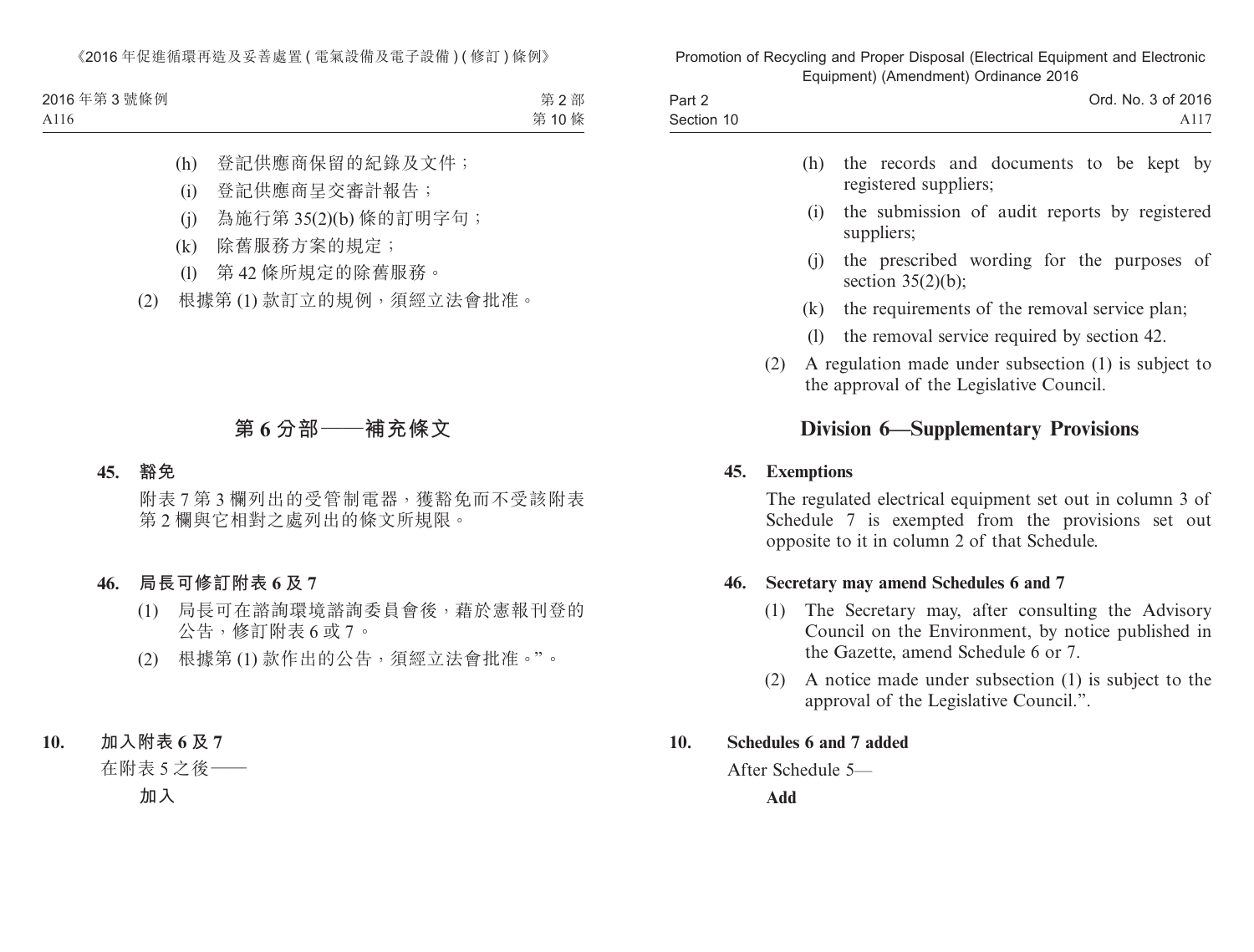(h) 登記供應商保留的紀錄及文件；

(i) 登記供應商呈交審計報告；

(j) 為施行第 35(2)(b) 條的訂明字句；

(k) 除舊服務方案的規定；

(l) 第 42 條所規定的除舊服務。

(2) 根據第 (1) 款訂立的規例，須經立法會批准。

## 第 6 分部——補充條文

**45. 豁免**

附表 7 第 3 欄列出的受管制電器，獲豁免而不受該附表第 2 欄與它相對之處列出的條文所規限。

**46. 局長可修訂附表 6 及 7**

(1) 局長可在諮詢環境諮詢委員會後，藉於憲報刊登的公告，修訂附表 6 或 7。

(2) 根據第 (1) 款作出的公告，須經立法會批准。”。

**10. 加入附表 6 及 7**

在附表 5 之後——

**加入**

(h) the records and documents to be kept by registered suppliers;

(i) the submission of audit reports by registered suppliers;

(j) the prescribed wording for the purposes of section 35(2)(b);

(k) the requirements of the removal service plan;

(l) the removal service required by section 42.

(2) A regulation made under subsection (1) is subject to the approval of the Legislative Council.

## Division 6—Supplementary Provisions

**45. Exemptions**

The regulated electrical equipment set out in column 3 of Schedule 7 is exempted from the provisions set out opposite to it in column 2 of that Schedule.

**46. Secretary may amend Schedules 6 and 7**

(1) The Secretary may, after consulting the Advisory Council on the Environment, by notice published in the Gazette, amend Schedule 6 or 7.

(2) A notice made under subsection (1) is subject to the approval of the Legislative Council.”.

**10. Schedules 6 and 7 added**

After Schedule 5—

**Add**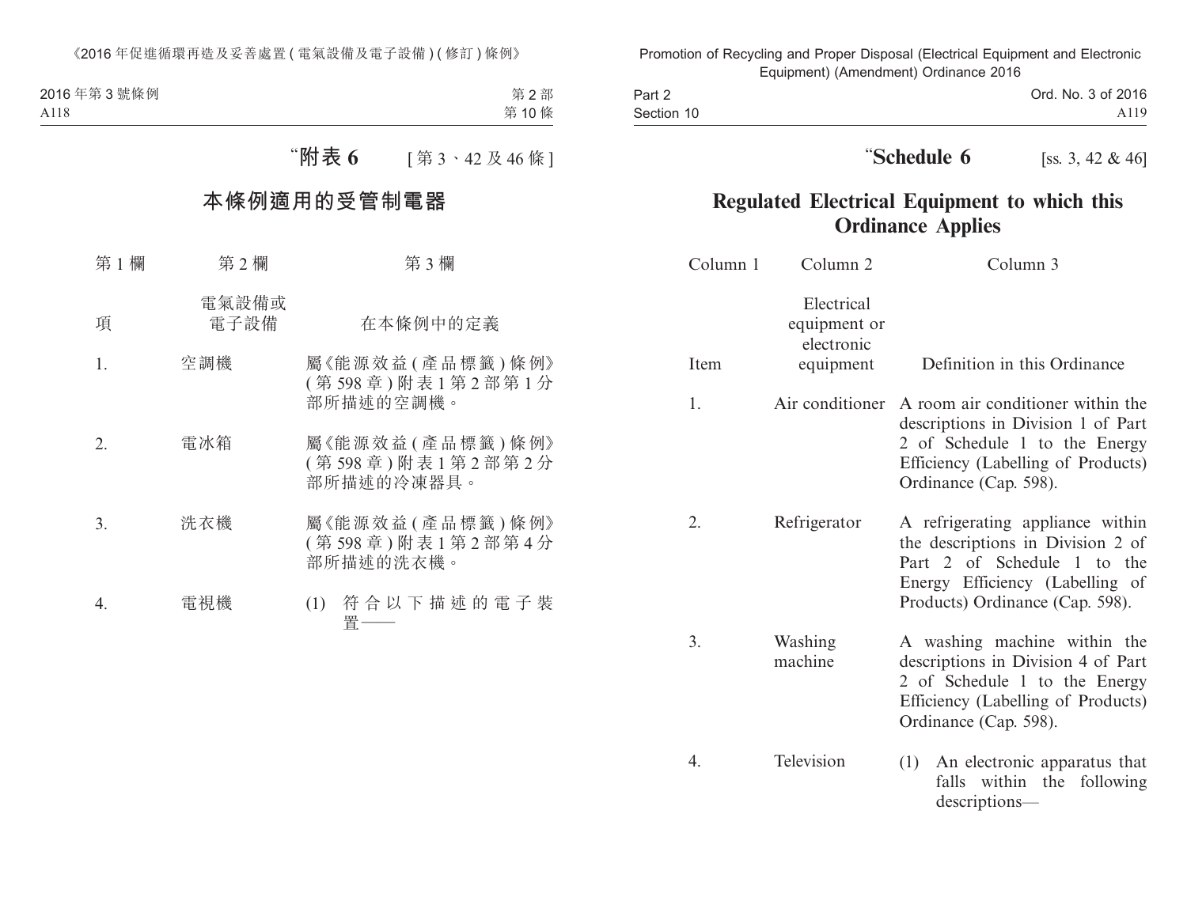“**附表 6** [第 3、42 及 46 條]

## 本條例適用的受管制電器

| 第 1 欄 | 第 2 欄 | 第 3 欄 |
|---|---|---|
| 項 | 電氣設備或電子設備 | 在本條例中的定義 |
| 1. | 空調機 | 屬《能源效益 (產品標籤) 條例》(第 598 章) 附表 1 第 2 部第 1 分部所描述的空調機。 |
| 2. | 電冰箱 | 屬《能源效益 (產品標籤) 條例》(第 598 章) 附表 1 第 2 部第 2 分部所描述的冷凍器具。 |
| 3. | 洗衣機 | 屬《能源效益 (產品標籤) 條例》(第 598 章) 附表 1 第 2 部第 4 分部所描述的洗衣機。 |
| 4. | 電視機 | (1) 符合以下描述的電子裝置—— |

“**Schedule 6** [ss. 3, 42 & 46]

## Regulated Electrical Equipment to which this Ordinance Applies

| Column 1 | Column 2 | Column 3 |
|---|---|---|
| Item | Electrical equipment or electronic equipment | Definition in this Ordinance |
| 1. | Air conditioner | A room air conditioner within the descriptions in Division 1 of Part 2 of Schedule 1 to the Energy Efficiency (Labelling of Products) Ordinance (Cap. 598). |
| 2. | Refrigerator | A refrigerating appliance within the descriptions in Division 2 of Part 2 of Schedule 1 to the Energy Efficiency (Labelling of Products) Ordinance (Cap. 598). |
| 3. | Washing machine | A washing machine within the descriptions in Division 4 of Part 2 of Schedule 1 to the Energy Efficiency (Labelling of Products) Ordinance (Cap. 598). |
| 4. | Television | (1) An electronic apparatus that falls within the following descriptions— |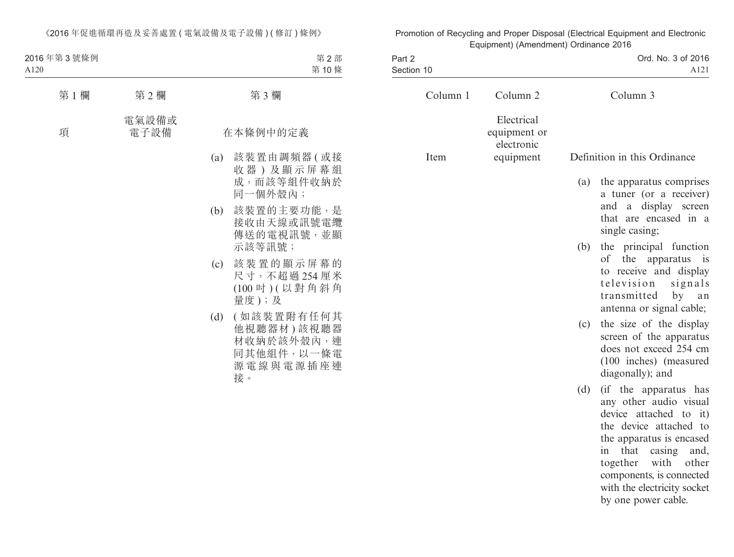| 第 1 欄 | 第 2 欄 | 第 3 欄 |
|---|---|---|
| 項 | 電氣設備或電子設備 | 在本條例中的定義 |
| | | (a) 該裝置由調頻器 (或接收器) 及顯示屏幕組成，而該等組件收納於同一個外殼內； |
| | | (b) 該裝置的主要功能，是接收由天線或訊號電纜傳送的電視訊號，並顯示該等訊號； |
| | | (c) 該裝置的顯示屏幕的尺寸，不超過 254 厘米 (100 吋) (以對角斜角量度)；及 |
| | | (d) (如該裝置附有任何其他視聽器材) 該視聽器材收納於該外殼內，連同其他組件，以一條電源電線與電源插座連接。 |

| Column 1 | Column 2 | Column 3 |
|---|---|---|
| Item | Electrical equipment or electronic equipment | Definition in this Ordinance |
| | | (a) the apparatus comprises a tuner (or a receiver) and a display screen that are encased in a single casing; |
| | | (b) the principal function of the apparatus is to receive and display television signals transmitted by an antenna or signal cable; |
| | | (c) the size of the display screen of the apparatus does not exceed 254 cm (100 inches) (measured diagonally); and |
| | | (d) (if the apparatus has any other audio visual device attached to it) the device attached to the apparatus is encased in that casing and, together with other components, is connected with the electricity socket by one power cable. |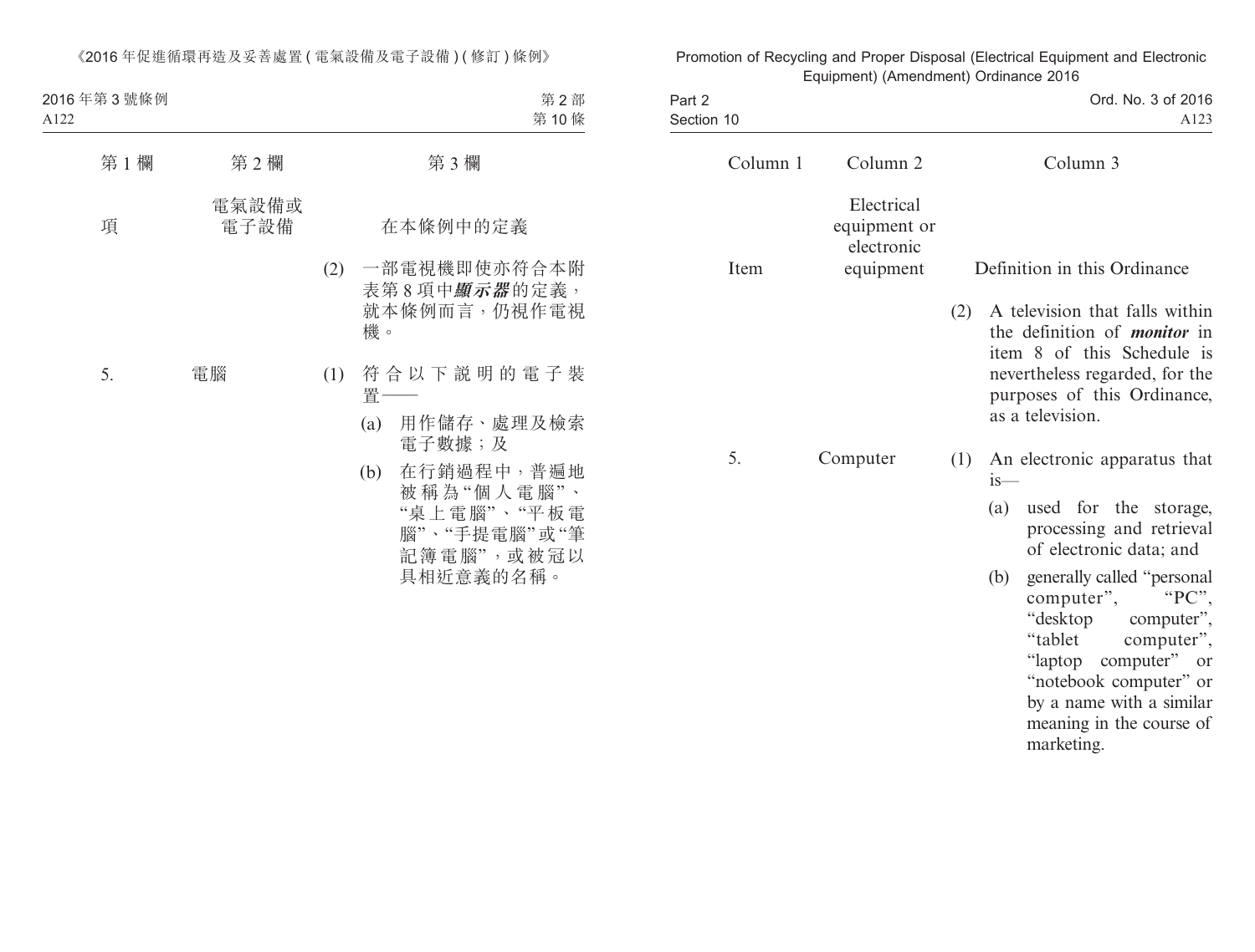| 第 1 欄 | 第 2 欄 | 第 3 欄 |
|---|---|---|
| 項 | 電氣設備或電子設備 | 在本條例中的定義 |
| | | (2) 一部電視機即使亦符合本附表第 8 項中***顯示器***的定義，就本條例而言，仍視作電視機。 |
| 5. | 電腦 | (1) 符合以下說明的電子裝置——<br>(a) 用作儲存、處理及檢索電子數據；及<br>(b) 在行銷過程中，普遍地被稱為“個人電腦”、“桌上電腦”、“平板電腦”、“手提電腦”或“筆記簿電腦”，或被冠以具相近意義的名稱。 |

| Column 1 | Column 2 | Column 3 |
|---|---|---|
| Item | Electrical equipment or electronic equipment | Definition in this Ordinance |
| | | (2) A television that falls within the definition of ***monitor*** in item 8 of this Schedule is nevertheless regarded, for the purposes of this Ordinance, as a television. |
| 5. | Computer | (1) An electronic apparatus that is—<br>(a) used for the storage, processing and retrieval of electronic data; and<br>(b) generally called “personal computer”, “PC”, “desktop computer”, “tablet computer”, “laptop computer” or “notebook computer” or by a name with a similar meaning in the course of marketing. |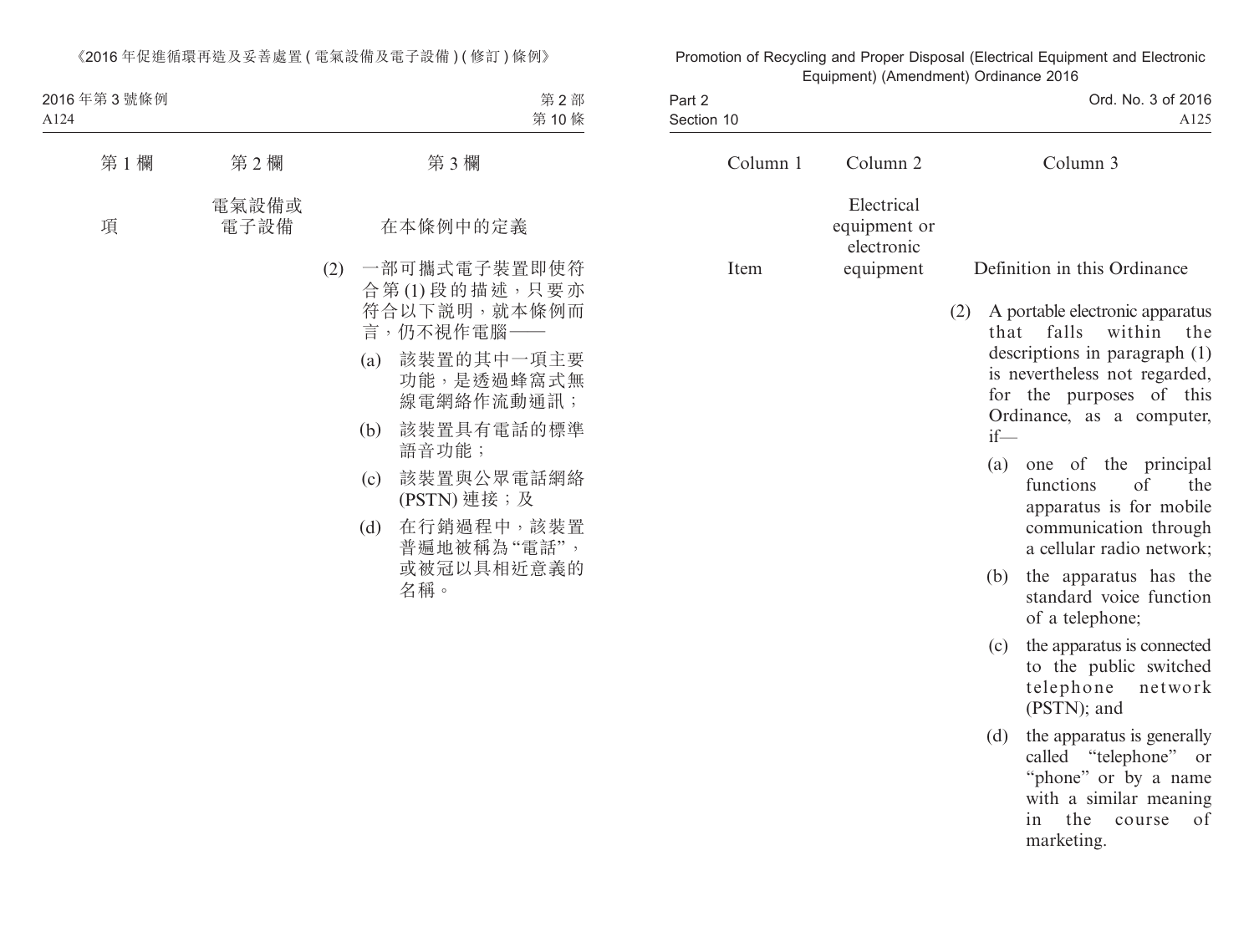| 第 1 欄 | 第 2 欄 | 第 3 欄 |
|---|---|---|
| 項 | 電氣設備或電子設備 | 在本條例中的定義 |
| | | (2) 一部可攜式電子裝置即使符合第 (1) 段的描述，只要亦符合以下説明，就本條例而言，仍不視作電腦—— |
| | | (a) 該裝置的其中一項主要功能，是透過蜂窩式無線電網絡作流動通訊； |
| | | (b) 該裝置具有電話的標準語音功能； |
| | | (c) 該裝置與公眾電話網絡 (PSTN) 連接；及 |
| | | (d) 在行銷過程中，該裝置普遍地被稱為“電話”，或被冠以具相近意義的名稱。 |

| Column 1 | Column 2 | Column 3 |
|---|---|---|
| Item | Electrical equipment or electronic equipment | Definition in this Ordinance |
| | | (2) A portable electronic apparatus that falls within the descriptions in paragraph (1) is nevertheless not regarded, for the purposes of this Ordinance, as a computer, if— |
| | | (a) one of the principal functions of the apparatus is for mobile communication through a cellular radio network; |
| | | (b) the apparatus has the standard voice function of a telephone; |
| | | (c) the apparatus is connected to the public switched telephone network (PSTN); and |
| | | (d) the apparatus is generally called “telephone” or “phone” or by a name with a similar meaning in the course of marketing. |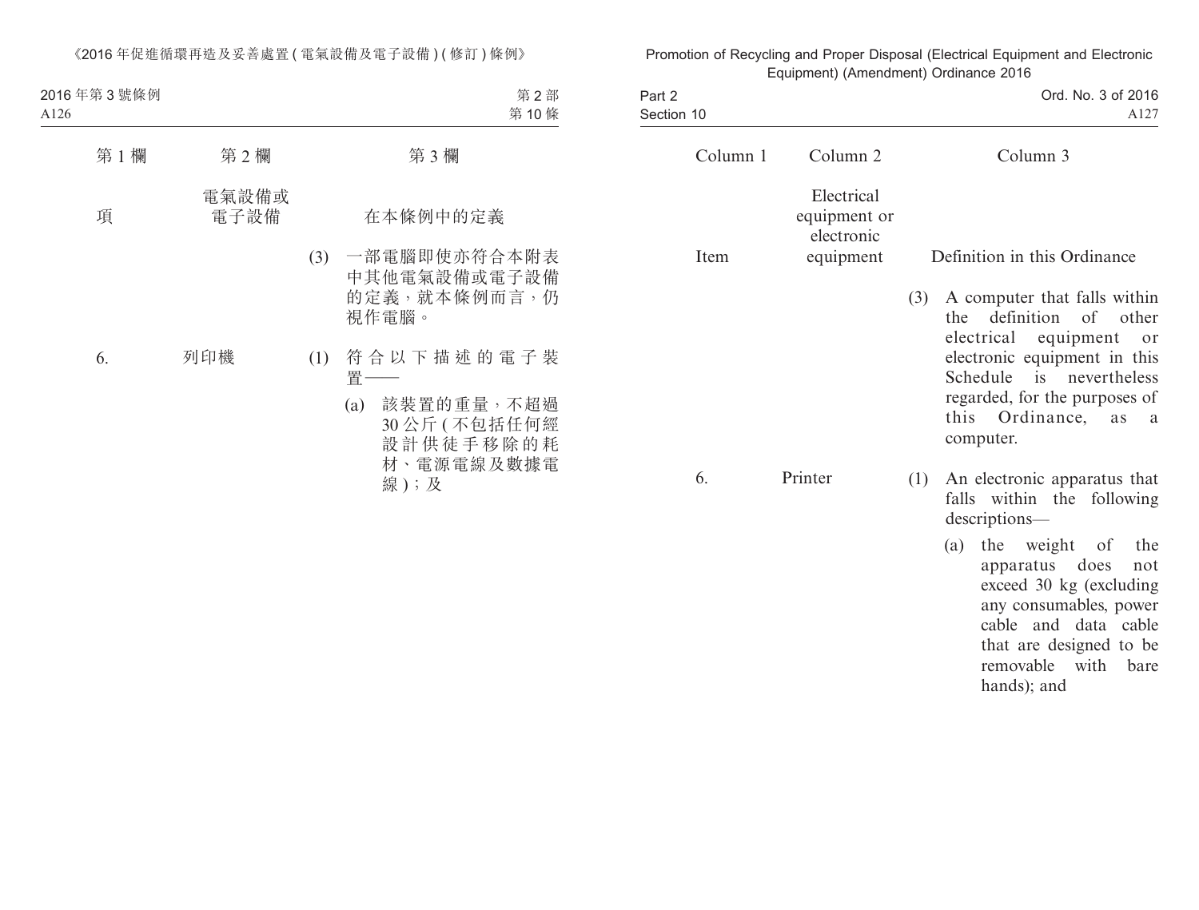| 第 1 欄 | 第 2 欄 | 第 3 欄 |
|---|---|---|
| 項 | 電氣設備或電子設備 | 在本條例中的定義 |
| | | (3) 一部電腦即使亦符合本附表中其他電氣設備或電子設備的定義，就本條例而言，仍視作電腦。 |
| 6. | 列印機 | (1) 符合以下描述的電子裝置——<br>(a) 該裝置的重量，不超過 30 公斤 (不包括任何經設計供徒手移除的耗材、電源電線及數據電線)；及 |

| Column 1 | Column 2 | Column 3 |
|---|---|---|
| Item | Electrical equipment or electronic equipment | Definition in this Ordinance |
| | | (3) A computer that falls within the definition of other electrical equipment or electronic equipment in this Schedule is nevertheless regarded, for the purposes of this Ordinance, as a computer. |
| 6. | Printer | (1) An electronic apparatus that falls within the following descriptions—<br>(a) the weight of the apparatus does not exceed 30 kg (excluding any consumables, power cable and data cable that are designed to be removable with bare hands); and |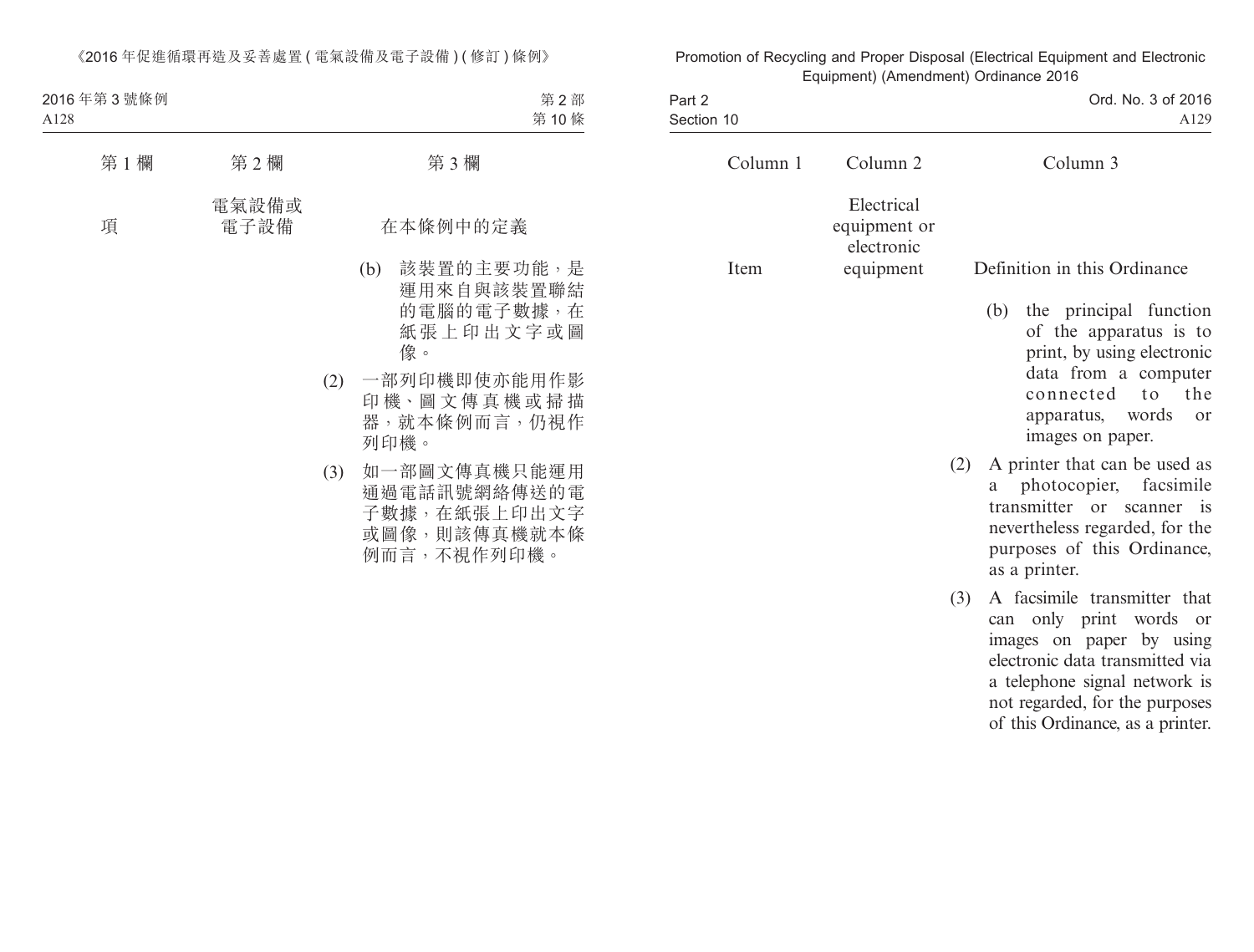| 第 1 欄 | 第 2 欄 | 第 3 欄 |
|---|---|---|
| 項 | 電氣設備或電子設備 | 在本條例中的定義 |
| | | (b) 該裝置的主要功能，是運用來自與該裝置聯結的電腦的電子數據，在紙張上印出文字或圖像。 |
| | | (2) 一部列印機即使亦能用作影印機、圖文傳真機或掃描器，就本條例而言，仍視作列印機。 |
| | | (3) 如一部圖文傳真機只能運用通過電話訊號網絡傳送的電子數據，在紙張上印出文字或圖像，則該傳真機就本條例而言，不視作列印機。 |

| Column 1 | Column 2 | Column 3 |
|---|---|---|
| Item | Electrical equipment or electronic equipment | Definition in this Ordinance |
| | | (b) the principal function of the apparatus is to print, by using electronic data from a computer connected to the apparatus, words or images on paper. |
| | | (2) A printer that can be used as a photocopier, facsimile transmitter or scanner is nevertheless regarded, for the purposes of this Ordinance, as a printer. |
| | | (3) A facsimile transmitter that can only print words or images on paper by using electronic data transmitted via a telephone signal network is not regarded, for the purposes of this Ordinance, as a printer. |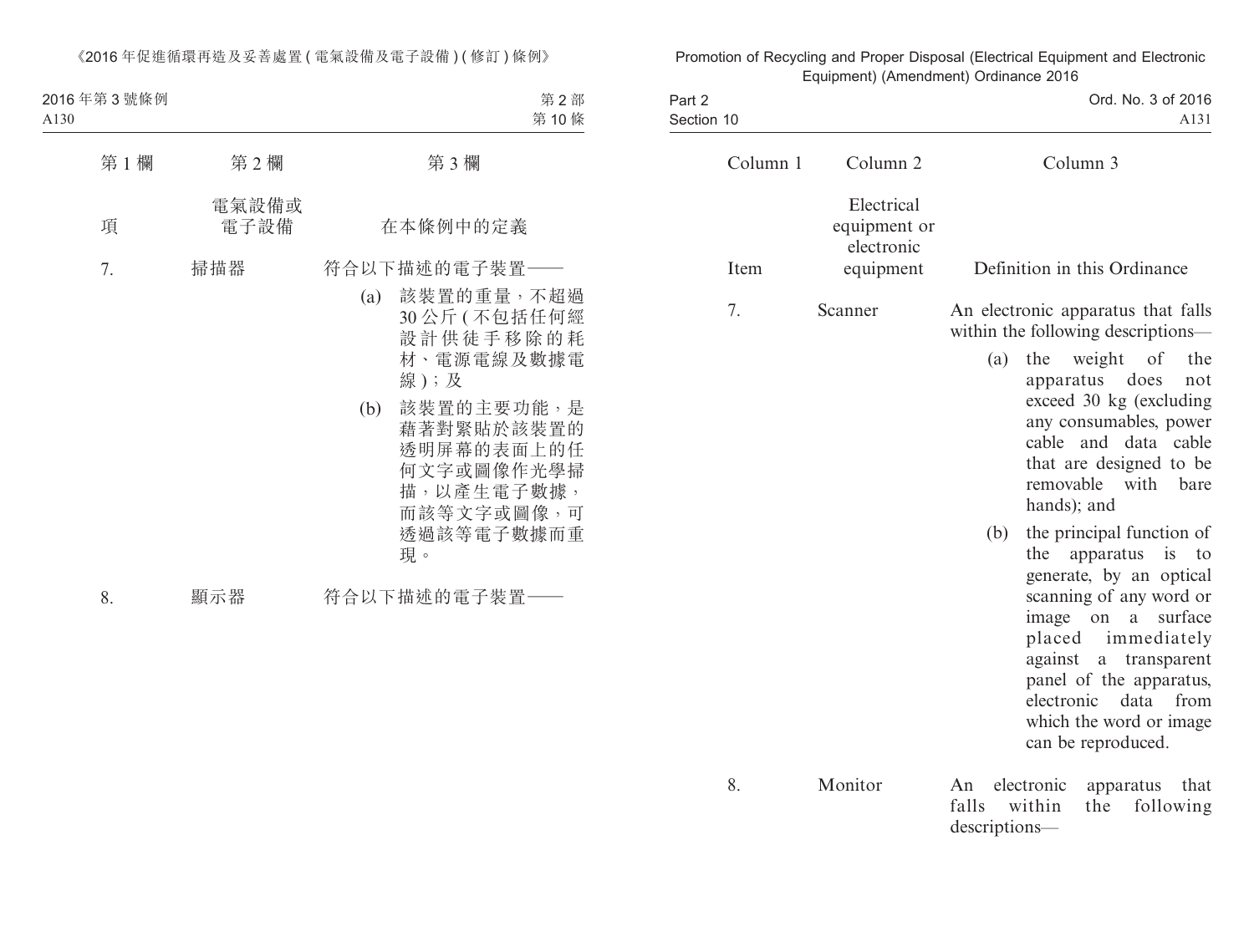| 第1欄 | 第2欄 | 第3欄 |
|---|---|---|
| 項 | 電氣設備或電子設備 | 在本條例中的定義 |
| 7. | 掃描器 | 符合以下描述的電子裝置——<br>(a) 該裝置的重量，不超過30公斤(不包括任何經設計供徒手移除的耗材、電源電線及數據電線)；及<br>(b) 該裝置的主要功能，是藉著對緊貼於該裝置的透明屏幕的表面上的任何文字或圖像作光學掃描，以產生電子數據，而該等文字或圖像，可透過該等電子數據而重現。 |
| 8. | 顯示器 | 符合以下描述的電子裝置—— |

| Column 1 | Column 2 | Column 3 |
|---|---|---|
| Item | Electrical equipment or electronic equipment | Definition in this Ordinance |
| 7. | Scanner | An electronic apparatus that falls within the following descriptions—<br>(a) the weight of the apparatus does not exceed 30 kg (excluding any consumables, power cable and data cable that are designed to be removable with bare hands); and<br>(b) the principal function of the apparatus is to generate, by an optical scanning of any word or image on a surface placed immediately against a transparent panel of the apparatus, electronic data from which the word or image can be reproduced. |
| 8. | Monitor | An electronic apparatus that falls within the following descriptions— |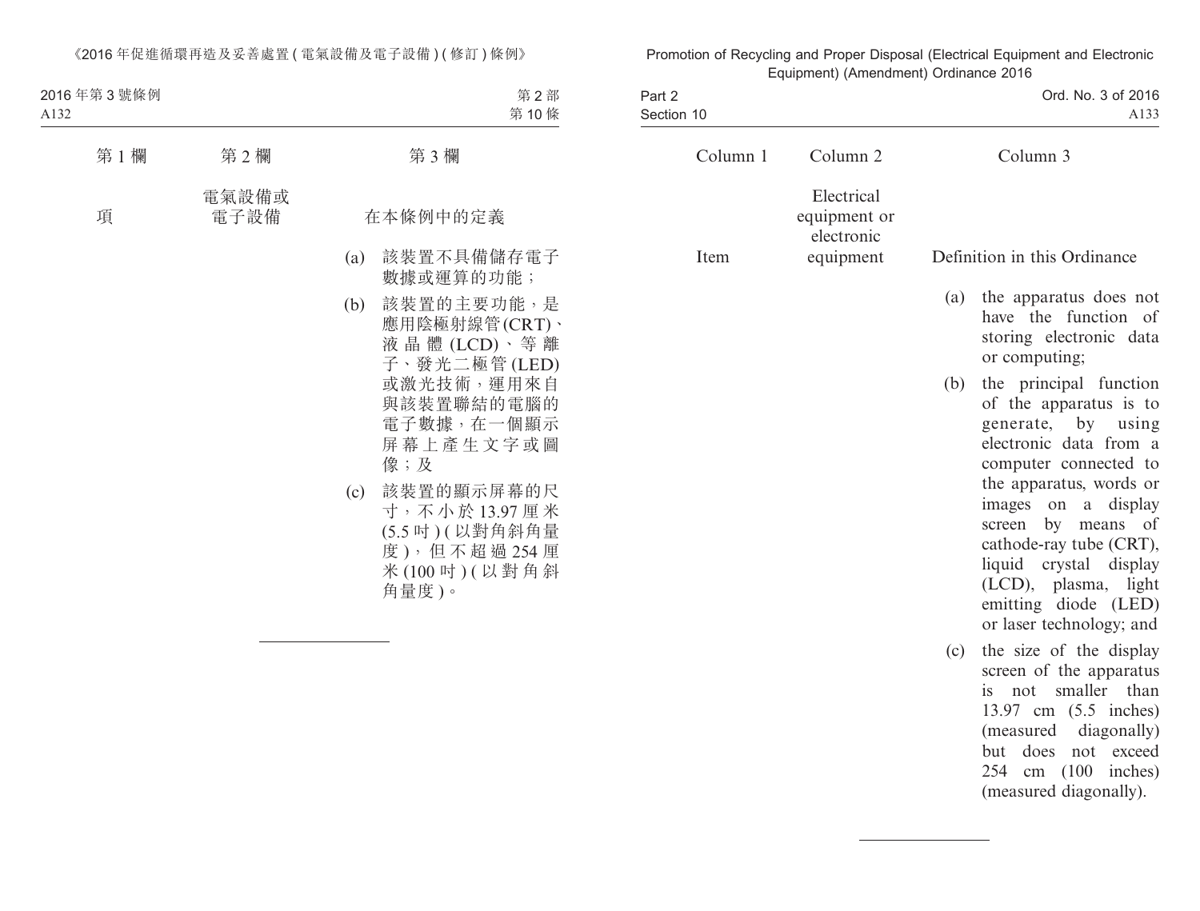| 第 1 欄 | 第 2 欄 | 第 3 欄 |
|---|---|---|
| 項 | 電氣設備或電子設備 | 在本條例中的定義 |
| | | (a) 該裝置不具備儲存電子數據或運算的功能； |
| | | (b) 該裝置的主要功能，是應用陰極射線管(CRT)、液晶體(LCD)、等離子、發光二極管(LED)或激光技術，運用來自與該裝置聯結的電腦的電子數據，在一個顯示屏幕上產生文字或圖像；及 |
| | | (c) 該裝置的顯示屏幕的尺寸，不小於13.97厘米(5.5吋)(以對角斜角量度)，但不超過254厘米(100吋)(以對角斜角量度)。 |

---

| Column 1 | Column 2 | Column 3 |
|---|---|---|
| Item | Electrical equipment or electronic equipment | Definition in this Ordinance |
| | | (a) the apparatus does not have the function of storing electronic data or computing; |
| | | (b) the principal function of the apparatus is to generate, by using electronic data from a computer connected to the apparatus, words or images on a display screen by means of cathode-ray tube (CRT), liquid crystal display (LCD), plasma, light emitting diode (LED) or laser technology; and |
| | | (c) the size of the display screen of the apparatus is not smaller than 13.97 cm (5.5 inches) (measured diagonally) but does not exceed 254 cm (100 inches) (measured diagonally). |

---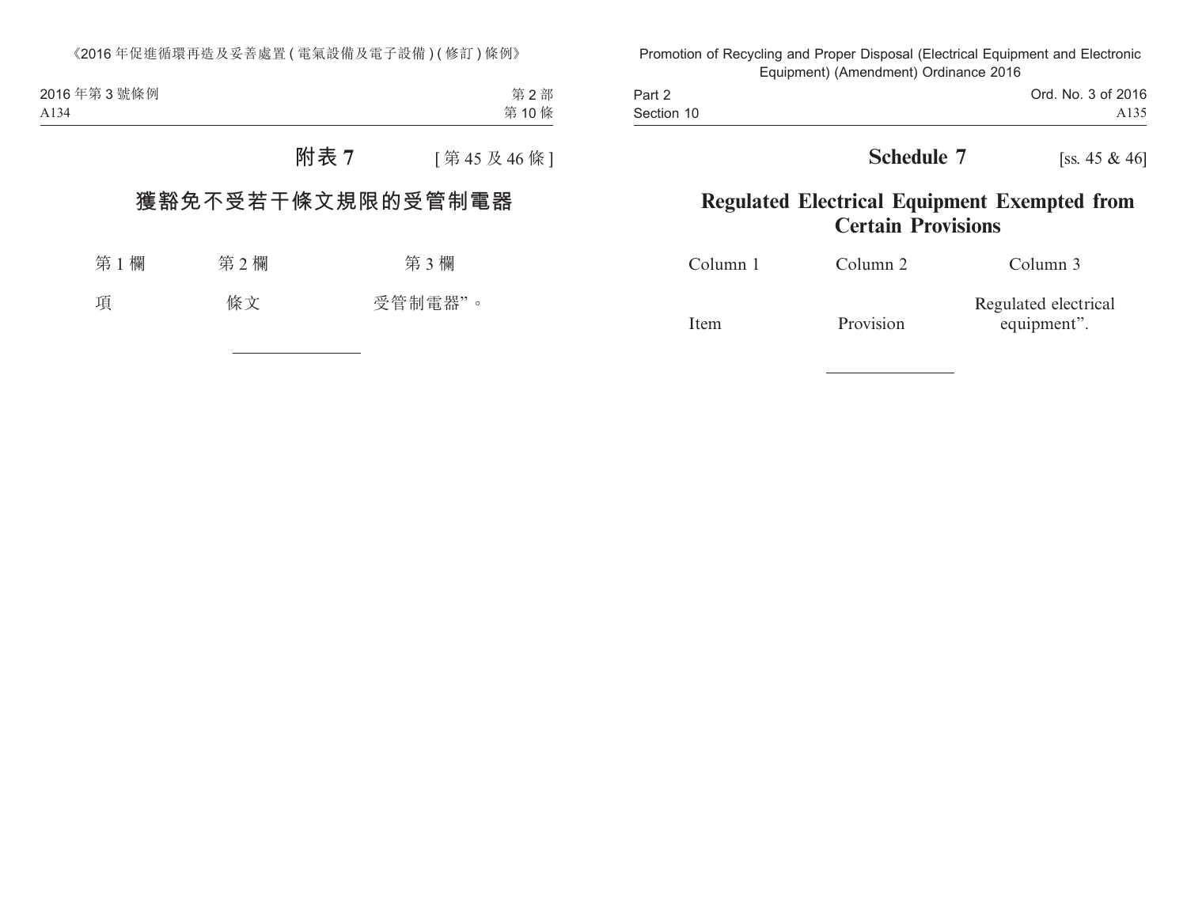## 附表 7 [第 45 及 46 條]

## 獲豁免不受若干條文規限的受管制電器

| 第 1 欄 | 第 2 欄 | 第 3 欄 |
|---|---|---|
| 項 | 條文 | 受管制電器”。 |

## Schedule 7 [ss. 45 & 46]

## Regulated Electrical Equipment Exempted from Certain Provisions

| Column 1 | Column 2 | Column 3 |
|---|---|---|
| Item | Provision | Regulated electrical equipment”. |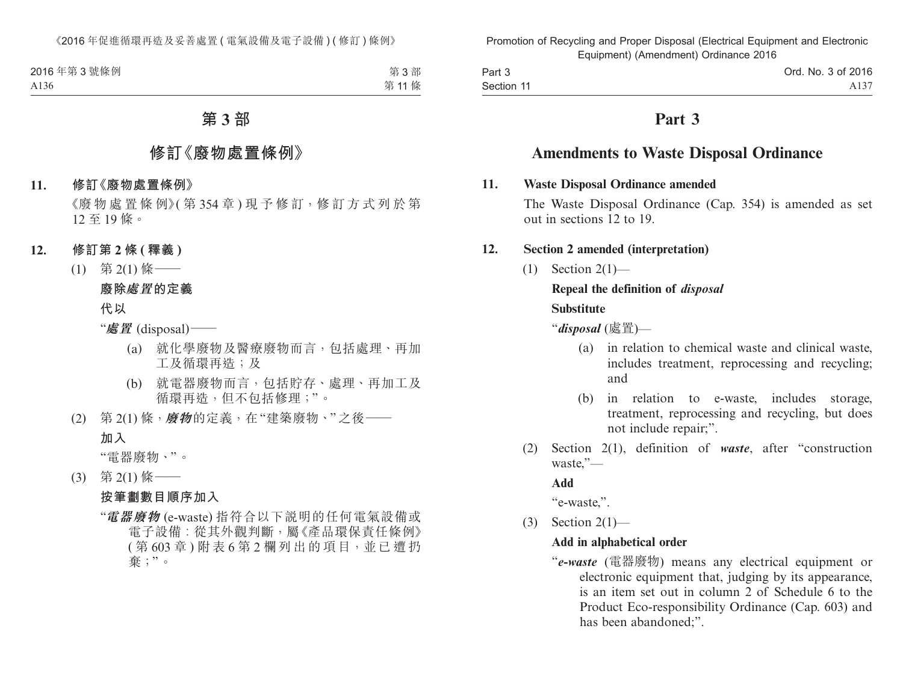# 第 3 部

## 修訂《廢物處置條例》

**11. 修訂《廢物處置條例》**

《廢物處置條例》(第 354 章) 現予修訂，修訂方式列於第 12 至 19 條。

**12. 修訂第 2 條 (釋義)**

(1) 第 2(1) 條——

**廢除*處置*的定義**

**代以**

"***處置*** (disposal)——

(a) 就化學廢物及醫療廢物而言，包括處理、再加工及循環再造；及

(b) 就電器廢物而言，包括貯存、處理、再加工及循環再造，但不包括修理；"。

(2) 第 2(1) 條，***廢物***的定義，在 "建築廢物、" 之後——

**加入**

"電器廢物、"。

(3) 第 2(1) 條——

**按筆劃數目順序加入**

"***電器廢物*** (e-waste) 指符合以下說明的任何電氣設備或電子設備：從其外觀判斷，屬《產品環保責任條例》(第 603 章) 附表 6 第 2 欄列出的項目，並已遭扔棄；"。

# Part 3

## Amendments to Waste Disposal Ordinance

**11. Waste Disposal Ordinance amended**

The Waste Disposal Ordinance (Cap. 354) is amended as set out in sections 12 to 19.

**12. Section 2 amended (interpretation)**

(1) Section 2(1)—

**Repeal the definition of *disposal***

**Substitute**

"***disposal*** (處置)—

(a) in relation to chemical waste and clinical waste, includes treatment, reprocessing and recycling; and

(b) in relation to e-waste, includes storage, treatment, reprocessing and recycling, but does not include repair;".

(2) Section 2(1), definition of ***waste***, after "construction waste,"—

**Add**

"e-waste,".

(3) Section 2(1)—

**Add in alphabetical order**

"***e-waste*** (電器廢物) means any electrical equipment or electronic equipment that, judging by its appearance, is an item set out in column 2 of Schedule 6 to the Product Eco-responsibility Ordinance (Cap. 603) and has been abandoned;".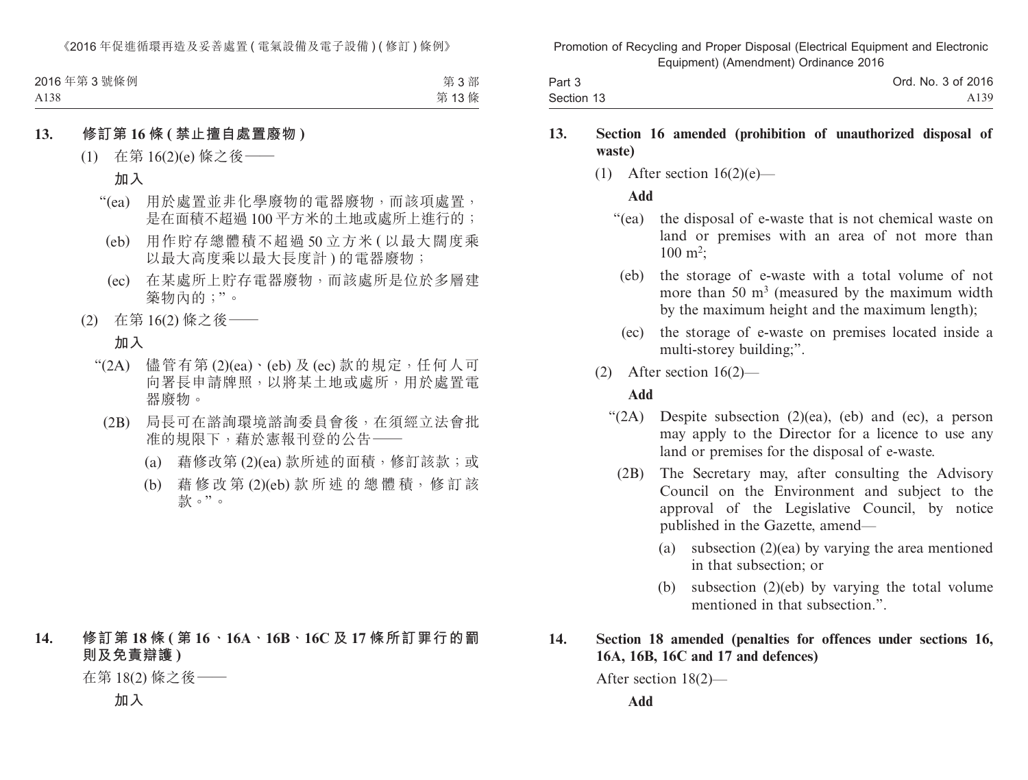## 13. 修訂第 16 條 (禁止擅自處置廢物)

(1) 在第 16(2)(e) 條之後——

**加入**

"(ea) 用於處置並非化學廢物的電器廢物，而該項處置，是在面積不超過 100 平方米的土地或處所上進行的；

(eb) 用作貯存總體積不超過 50 立方米 (以最大闊度乘以最大高度乘以最大長度計) 的電器廢物；

(ec) 在某處所上貯存電器廢物，而該處所是位於多層建築物內的；"。

(2) 在第 16(2) 條之後——

**加入**

"(2A) 儘管有第 (2)(ea)、(eb) 及 (ec) 款的規定，任何人可向署長申請牌照，以將某土地或處所，用於處置電器廢物。

(2B) 局長可在諮詢環境諮詢委員會後，在須經立法會批准的規限下，藉於憲報刊登的公告——

(a) 藉修改第 (2)(ea) 款所述的面積，修訂該款；或

(b) 藉修改第 (2)(eb) 款所述的總體積，修訂該款。"。

## 14. 修訂第 18 條 (第 16、16A、16B、16C 及 17 條所訂罪行的罰則及免責辯護)

在第 18(2) 條之後——

**加入**

## 13. Section 16 amended (prohibition of unauthorized disposal of waste)

(1) After section 16(2)(e)—

**Add**

"(ea) the disposal of e-waste that is not chemical waste on land or premises with an area of not more than 100 $m^2$;

(eb) the storage of e-waste with a total volume of not more than 50 $m^3$ (measured by the maximum width by the maximum height and the maximum length);

(ec) the storage of e-waste on premises located inside a multi-storey building;".

(2) After section 16(2)—

**Add**

"(2A) Despite subsection (2)(ea), (eb) and (ec), a person may apply to the Director for a licence to use any land or premises for the disposal of e-waste.

(2B) The Secretary may, after consulting the Advisory Council on the Environment and subject to the approval of the Legislative Council, by notice published in the Gazette, amend—

(a) subsection (2)(ea) by varying the area mentioned in that subsection; or

(b) subsection (2)(eb) by varying the total volume mentioned in that subsection.".

## 14. Section 18 amended (penalties for offences under sections 16, 16A, 16B, 16C and 17 and defences)

After section 18(2)—

**Add**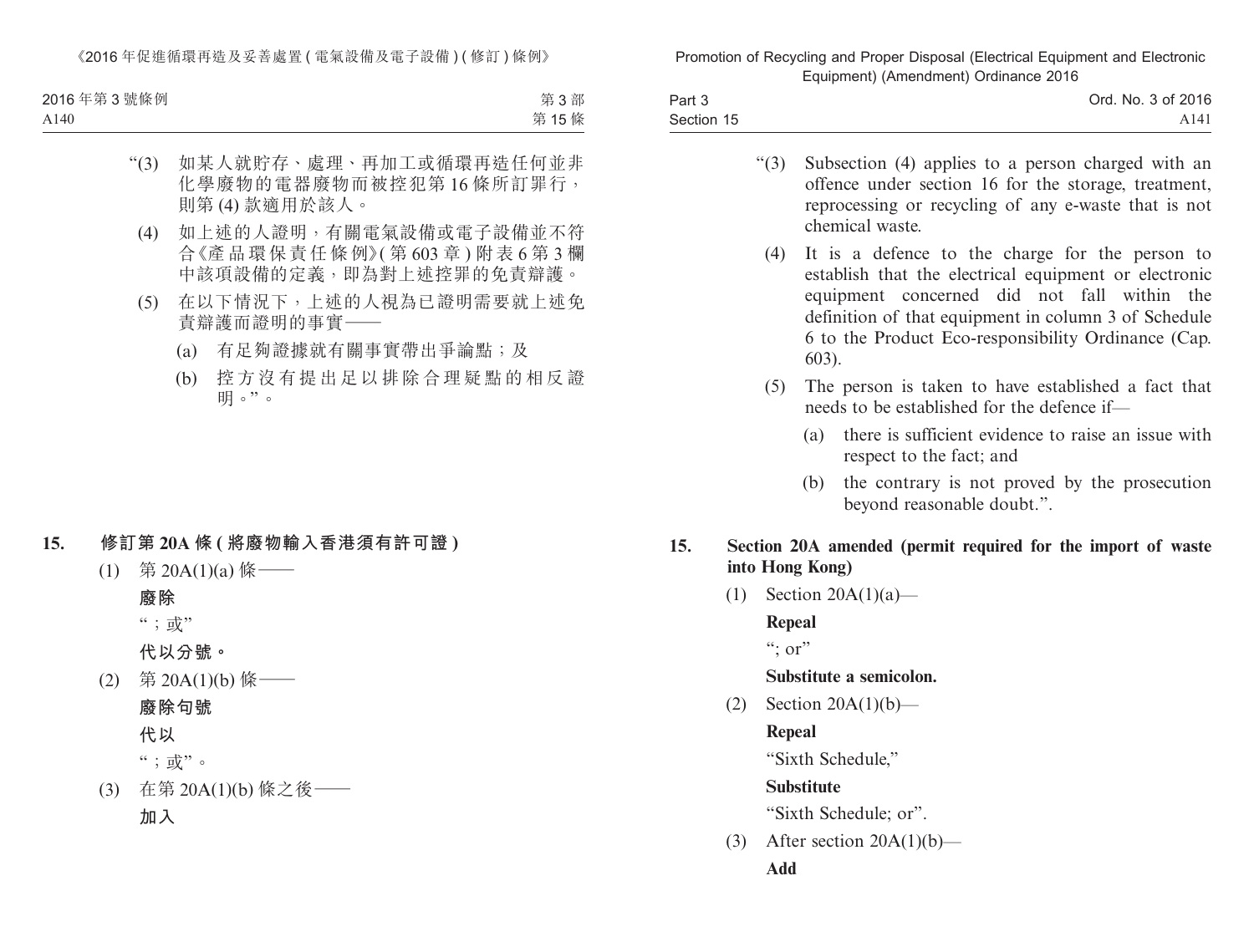“(3) 如某人就貯存、處理、再加工或循環再造任何並非化學廢物的電器廢物而被控犯第 16 條所訂罪行，則第 (4) 款適用於該人。

(4) 如上述的人證明，有關電氣設備或電子設備並不符合《產品環保責任條例》(第 603 章) 附表 6 第 3 欄中該項設備的定義，即為對上述控罪的免責辯護。

(5) 在以下情況下，上述的人視為已證明需要就上述免責辯護而證明的事實——

(a) 有足夠證據就有關事實帶出爭論點；及

(b) 控方沒有提出足以排除合理疑點的相反證明。”。

## 15. 修訂第 20A 條 (將廢物輸入香港須有許可證)

(1) 第 20A(1)(a) 條——

**廢除**

“；或”

**代以分號。**

(2) 第 20A(1)(b) 條——

**廢除句號**

**代以**

“；或”。

(3) 在第 20A(1)(b) 條之後——

**加入**

“(3) Subsection (4) applies to a person charged with an offence under section 16 for the storage, treatment, reprocessing or recycling of any e-waste that is not chemical waste.

(4) It is a defence to the charge for the person to establish that the electrical equipment or electronic equipment concerned did not fall within the definition of that equipment in column 3 of Schedule 6 to the Product Eco-responsibility Ordinance (Cap. 603).

(5) The person is taken to have established a fact that needs to be established for the defence if—

(a) there is sufficient evidence to raise an issue with respect to the fact; and

(b) the contrary is not proved by the prosecution beyond reasonable doubt.”.

## 15. Section 20A amended (permit required for the import of waste into Hong Kong)

(1) Section 20A(1)(a)—

**Repeal**

“; or”

**Substitute a semicolon.**

(2) Section 20A(1)(b)—

**Repeal**

“Sixth Schedule,”

**Substitute**

“Sixth Schedule; or”.

(3) After section 20A(1)(b)—

**Add**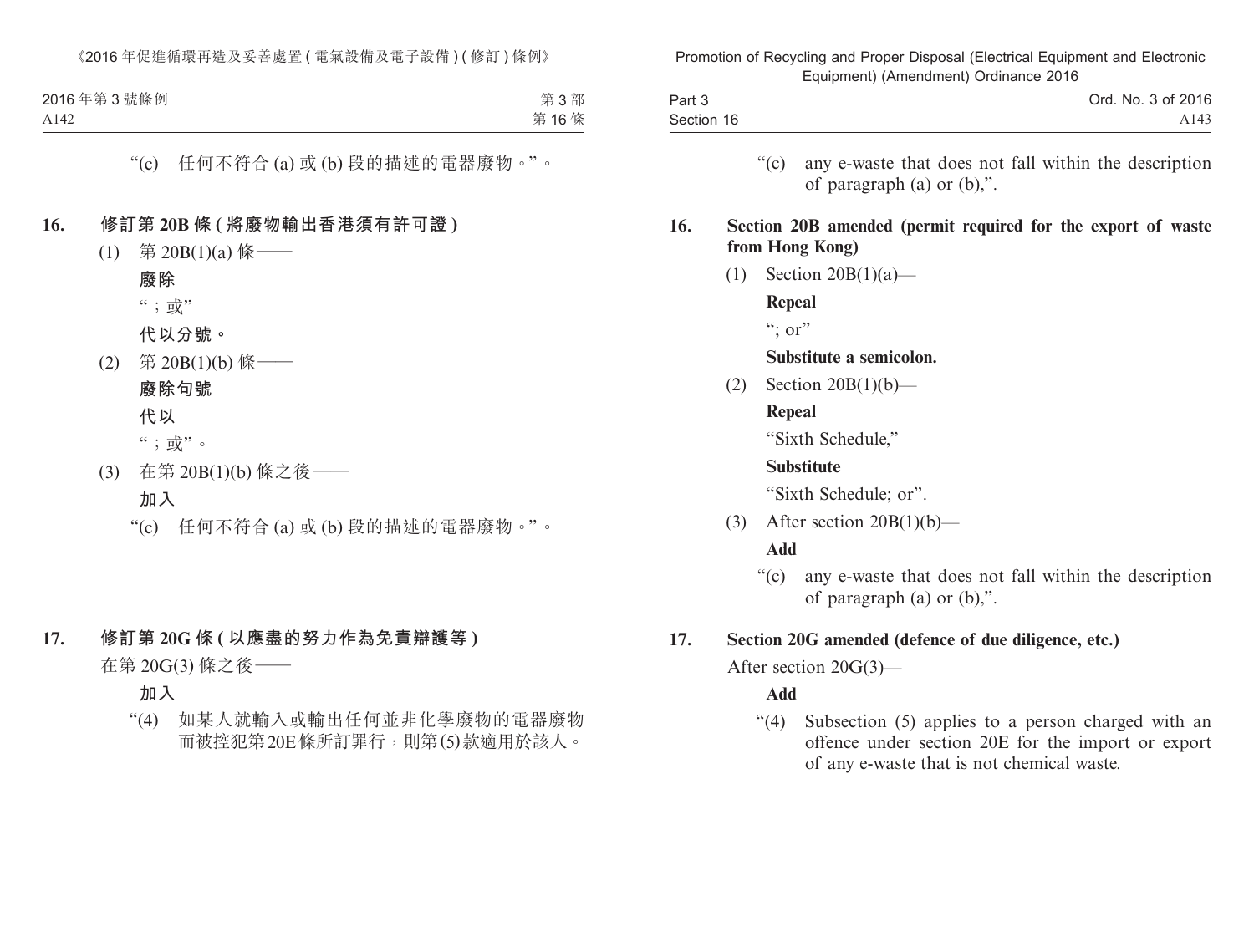“(c) 任何不符合 (a) 或 (b) 段的描述的電器廢物。”。

**16. 修訂第 20B 條 (將廢物輸出香港須有許可證)**

(1) 第 20B(1)(a) 條——

**廢除**

“；或”

**代以分號。**

(2) 第 20B(1)(b) 條——

**廢除句號**

**代以**

“；或”。

(3) 在第 20B(1)(b) 條之後——

**加入**

“(c) 任何不符合 (a) 或 (b) 段的描述的電器廢物。”。

**17. 修訂第 20G 條 (以應盡的努力作為免責辯護等)**

在第 20G(3) 條之後——

**加入**

“(4) 如某人就輸入或輸出任何並非化學廢物的電器廢物而被控犯第 20E 條所訂罪行，則第 (5) 款適用於該人。

“(c) any e-waste that does not fall within the description of paragraph (a) or (b),”.

**16. Section 20B amended (permit required for the export of waste from Hong Kong)**

(1) Section 20B(1)(a)—

**Repeal**

“; or”

**Substitute a semicolon.**

(2) Section 20B(1)(b)—

**Repeal**

“Sixth Schedule,”

**Substitute**

“Sixth Schedule; or”.

(3) After section 20B(1)(b)—

**Add**

“(c) any e-waste that does not fall within the description of paragraph (a) or (b),”.

**17. Section 20G amended (defence of due diligence, etc.)**

After section 20G(3)—

**Add**

“(4) Subsection (5) applies to a person charged with an offence under section 20E for the import or export of any e-waste that is not chemical waste.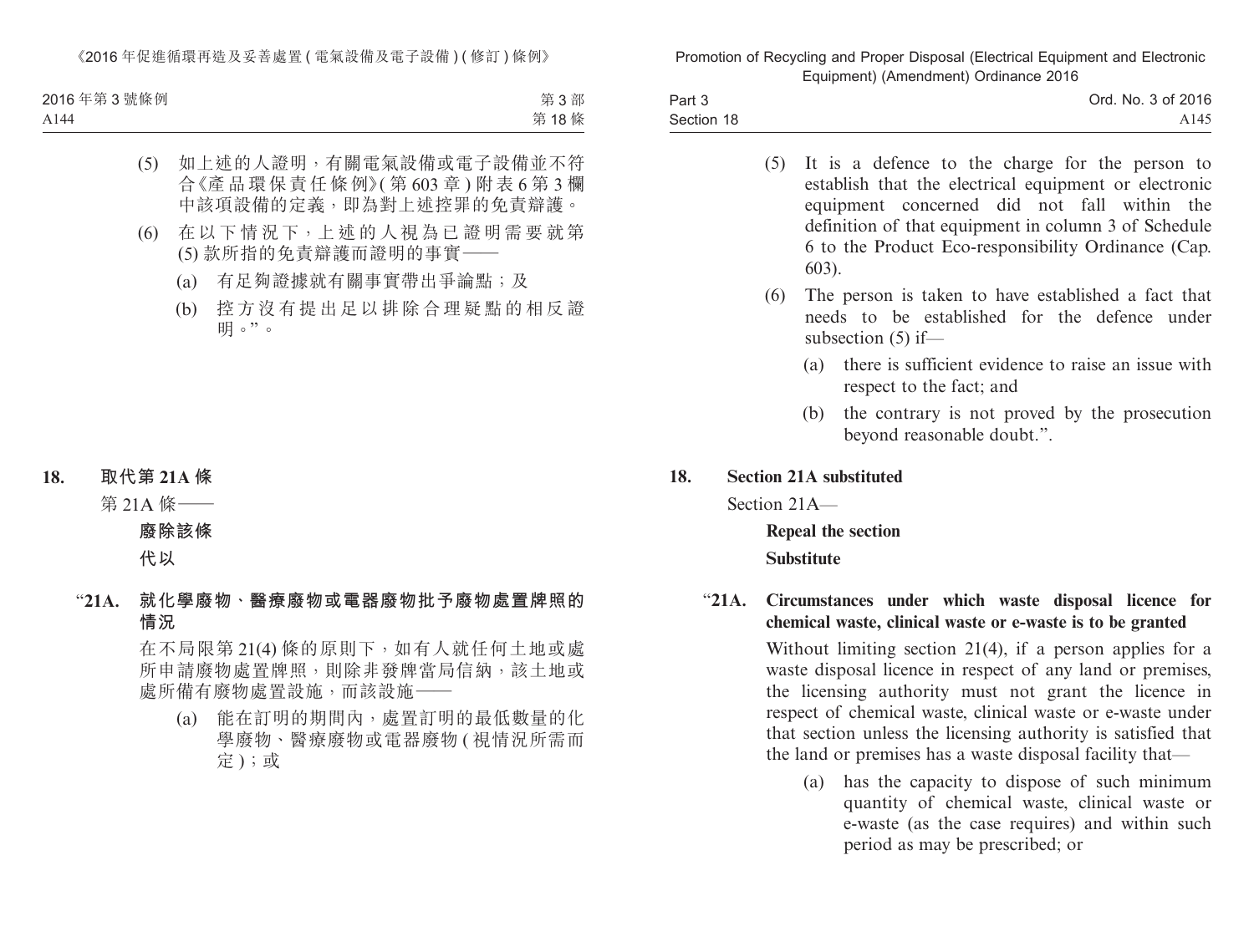(5) 如上述的人證明，有關電氣設備或電子設備並不符合《產品環保責任條例》(第 603 章) 附表 6 第 3 欄中該項設備的定義，即為對上述控罪的免責辯護。

(6) 在以下情況下，上述的人視為已證明需要就第 (5) 款所指的免責辯護而證明的事實——

(a) 有足夠證據就有關事實帶出爭論點；及

(b) 控方沒有提出足以排除合理疑點的相反證明。”。

**18. 取代第 21A 條**

第 21A 條——

**廢除該條**

**代以**

“**21A. 就化學廢物、醫療廢物或電器廢物批予廢物處置牌照的情況**

在不局限第 21(4) 條的原則下，如有人就任何土地或處所申請廢物處置牌照，則除非發牌當局信納，該土地或處所備有廢物處置設施，而該設施——

(a) 能在訂明的期間內，處置訂明的最低數量的化學廢物、醫療廢物或電器廢物 (視情況所需而定)；或

(5) It is a defence to the charge for the person to establish that the electrical equipment or electronic equipment concerned did not fall within the definition of that equipment in column 3 of Schedule 6 to the Product Eco-responsibility Ordinance (Cap. 603).

(6) The person is taken to have established a fact that needs to be established for the defence under subsection (5) if—

(a) there is sufficient evidence to raise an issue with respect to the fact; and

(b) the contrary is not proved by the prosecution beyond reasonable doubt.”.

**18. Section 21A substituted**

Section 21A—

**Repeal the section**

**Substitute**

“**21A. Circumstances under which waste disposal licence for chemical waste, clinical waste or e-waste is to be granted**

Without limiting section 21(4), if a person applies for a waste disposal licence in respect of any land or premises, the licensing authority must not grant the licence in respect of chemical waste, clinical waste or e-waste under that section unless the licensing authority is satisfied that the land or premises has a waste disposal facility that—

(a) has the capacity to dispose of such minimum quantity of chemical waste, clinical waste or e-waste (as the case requires) and within such period as may be prescribed; or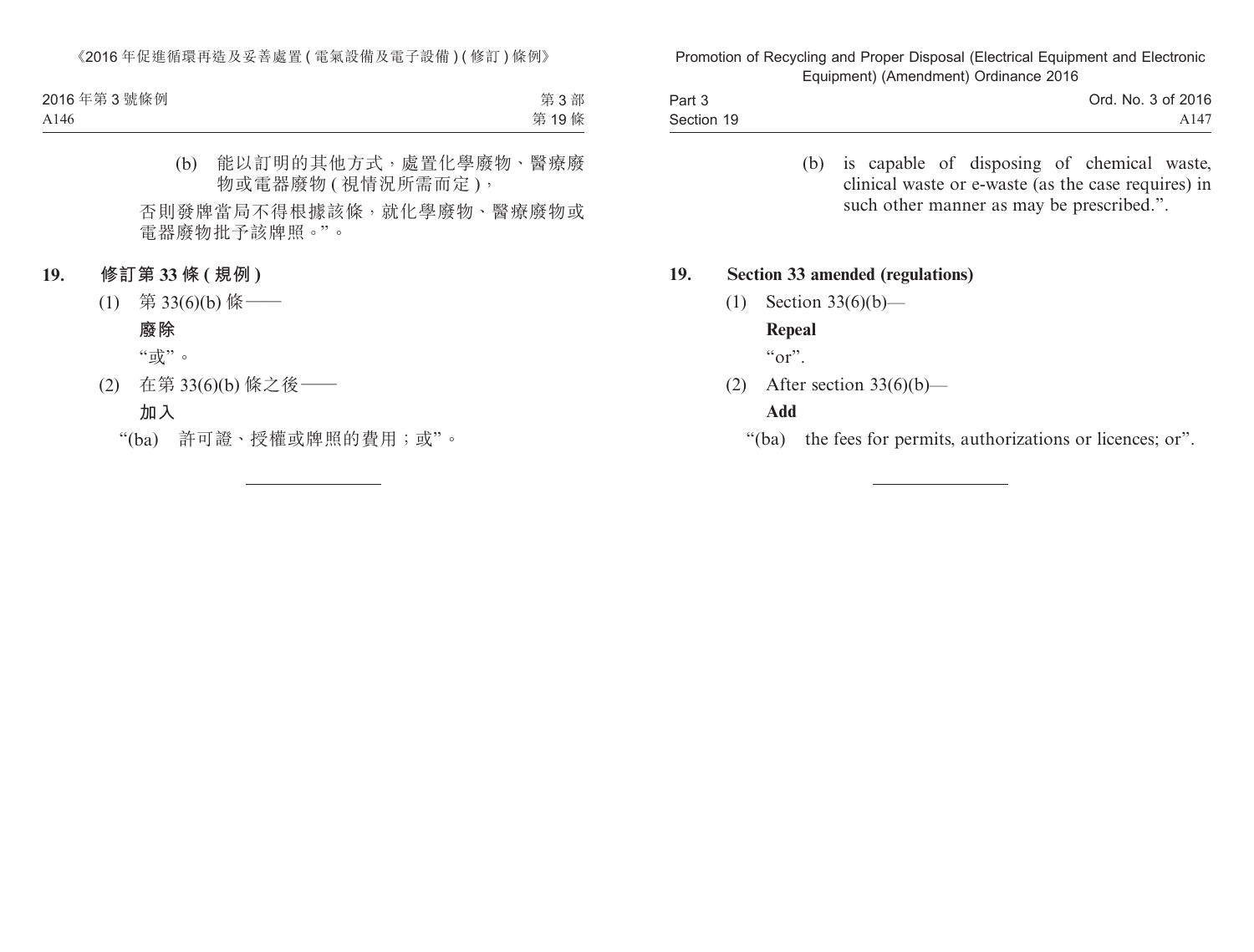(b) 能以訂明的其他方式，處置化學廢物、醫療廢物或電器廢物 ( 視情況所需而定 )，

否則發牌當局不得根據該條，就化學廢物、醫療廢物或電器廢物批予該牌照。”。

## 19. 修訂第 33 條 ( 規例 )

(1) 第 33(6)(b) 條——

**廢除**

“或”。

(2) 在第 33(6)(b) 條之後——

**加入**

“(ba) 許可證、授權或牌照的費用；或”。

---

(b) is capable of disposing of chemical waste, clinical waste or e-waste (as the case requires) in such other manner as may be prescribed.”.

## 19. Section 33 amended (regulations)

(1) Section 33(6)(b)—

**Repeal**

“or”.

(2) After section 33(6)(b)—

**Add**

“(ba) the fees for permits, authorizations or licences; or”.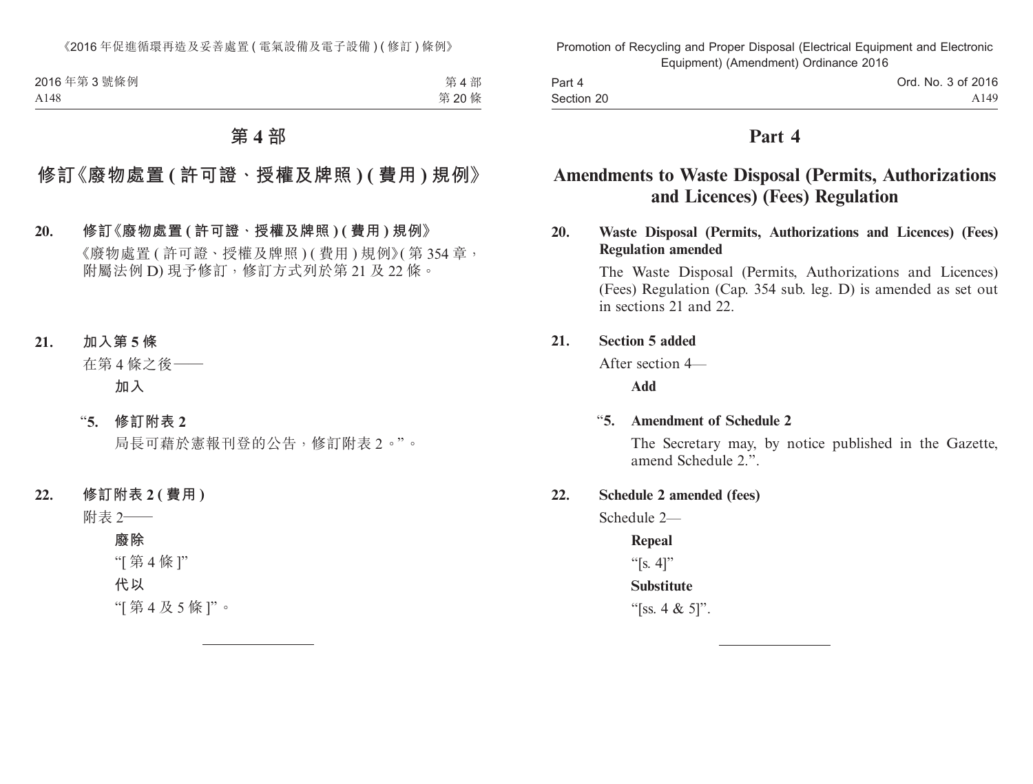# 第 4 部

## 修訂《廢物處置 ( 許可證、授權及牌照 ) ( 費用 ) 規例》

**20. 修訂《廢物處置 ( 許可證、授權及牌照 ) ( 費用 ) 規例》**

《廢物處置 ( 許可證、授權及牌照 ) ( 費用 ) 規例》( 第 354 章，附屬法例 D) 現予修訂，修訂方式列於第 21 及 22 條。

**21. 加入第 5 條**

在第 4 條之後——

**加入**

“**5. 修訂附表 2**

局長可藉於憲報刊登的公告，修訂附表 2。”。

**22. 修訂附表 2 ( 費用 )**

附表 2——

**廢除**

“[ 第 4 條 ]”

**代以**

“[ 第 4 及 5 條 ]”。

# Part 4

## Amendments to Waste Disposal (Permits, Authorizations and Licences) (Fees) Regulation

**20. Waste Disposal (Permits, Authorizations and Licences) (Fees) Regulation amended**

The Waste Disposal (Permits, Authorizations and Licences) (Fees) Regulation (Cap. 354 sub. leg. D) is amended as set out in sections 21 and 22.

**21. Section 5 added**

After section 4—

**Add**

“**5. Amendment of Schedule 2**

The Secretary may, by notice published in the Gazette, amend Schedule 2.”.

**22. Schedule 2 amended (fees)**

Schedule 2—

**Repeal**

“[s. 4]”

**Substitute**

“[ss. 4 & 5]”.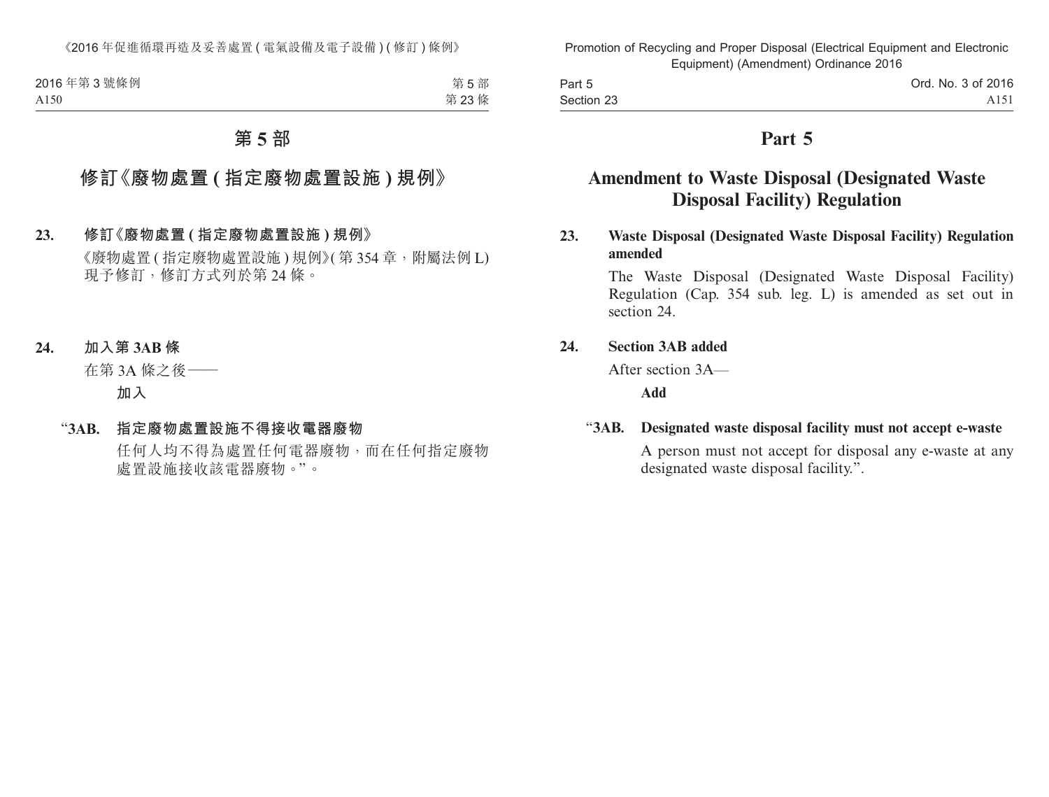# 第 5 部

## 修訂《廢物處置 (指定廢物處置設施) 規例》

**23. 修訂《廢物處置 (指定廢物處置設施) 規例》**

《廢物處置 (指定廢物處置設施) 規例》(第 354 章,附屬法例 L) 現予修訂,修訂方式列於第 24 條。

**24. 加入第 3AB 條**

在第 3A 條之後——

**加入**

"**3AB. 指定廢物處置設施不得接收電器廢物**

任何人均不得為處置任何電器廢物,而在任何指定廢物處置設施接收該電器廢物。"。

# Part 5

## Amendment to Waste Disposal (Designated Waste Disposal Facility) Regulation

**23. Waste Disposal (Designated Waste Disposal Facility) Regulation amended**

The Waste Disposal (Designated Waste Disposal Facility) Regulation (Cap. 354 sub. leg. L) is amended as set out in section 24.

**24. Section 3AB added**

After section 3A—

**Add**

"**3AB. Designated waste disposal facility must not accept e-waste**

A person must not accept for disposal any e-waste at any designated waste disposal facility.".